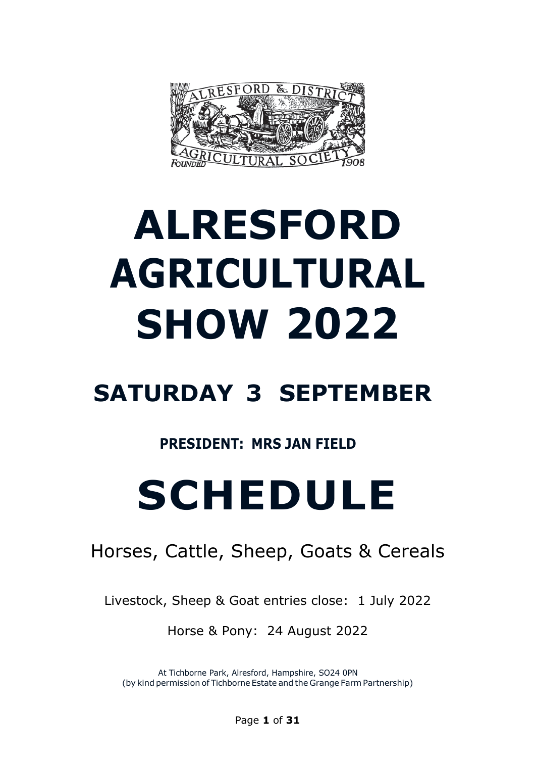ALRESFORD & DISTRICT AGRICULTURAL SOCIETY FOUNDED 1908

# ALRESFORD AGRICULTURAL SHOW 2022

## SATURDAY 3 SEPTEMBER

**PRESIDENT: MRS JAN FIELD**

# SCHEDULE

Horses, Cattle, Sheep, Goats & Cereals

Livestock, Sheep & Goat entries close: 1 July 2022

Horse & Pony: 24 August 2022

At Tichborne Park, Alresford, Hampshire, SO24 0PN
(by kind permission of Tichborne Estate and the Grange Farm Partnership)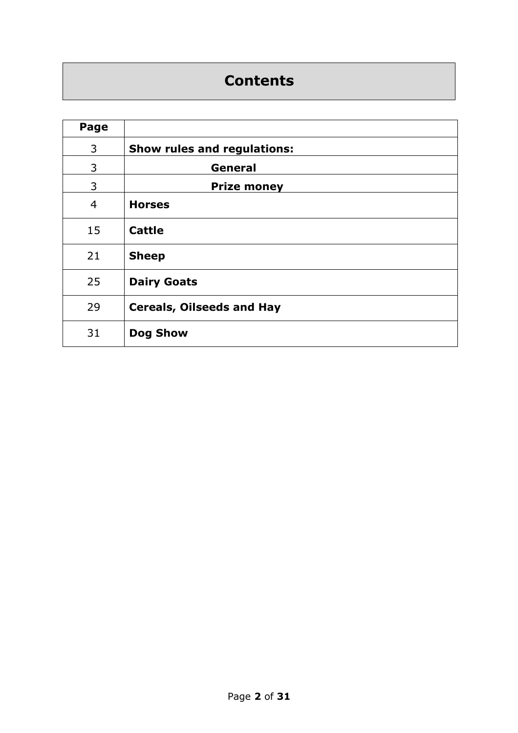# Contents

| Page | |
|---|---|
| 3 | **Show rules and regulations:** |
| 3 | **General** |
| 3 | **Prize money** |
| 4 | **Horses** |
| 15 | **Cattle** |
| 21 | **Sheep** |
| 25 | **Dairy Goats** |
| 29 | **Cereals, Oilseeds and Hay** |
| 31 | **Dog Show** |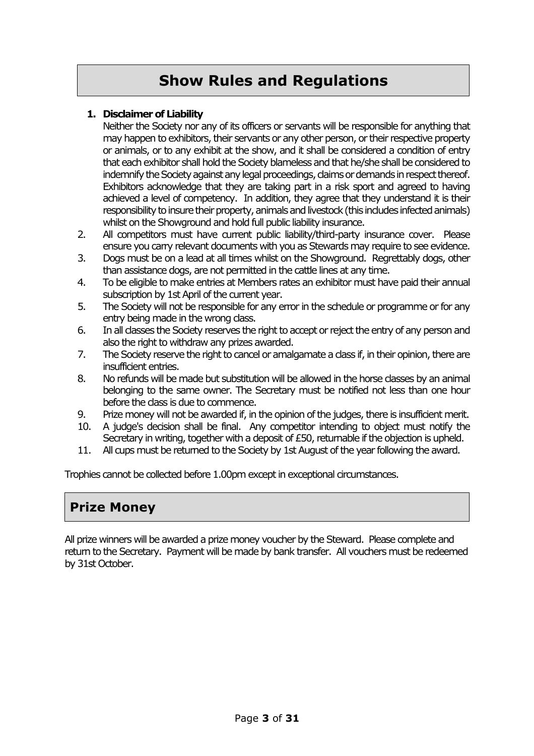# Show Rules and Regulations

1. **Disclaimer of Liability**
   Neither the Society nor any of its officers or servants will be responsible for anything that may happen to exhibitors, their servants or any other person, or their respective property or animals, or to any exhibit at the show, and it shall be considered a condition of entry that each exhibitor shall hold the Society blameless and that he/she shall be considered to indemnify the Society against any legal proceedings, claims or demands in respect thereof. Exhibitors acknowledge that they are taking part in a risk sport and agreed to having achieved a level of competency. In addition, they agree that they understand it is their responsibility to insure their property, animals and livestock (this includes infected animals) whilst on the Showground and hold full public liability insurance.
2. All competitors must have current public liability/third-party insurance cover. Please ensure you carry relevant documents with you as Stewards may require to see evidence.
3. Dogs must be on a lead at all times whilst on the Showground. Regrettably dogs, other than assistance dogs, are not permitted in the cattle lines at any time.
4. To be eligible to make entries at Members rates an exhibitor must have paid their annual subscription by 1st April of the current year.
5. The Society will not be responsible for any error in the schedule or programme or for any entry being made in the wrong class.
6. In all classes the Society reserves the right to accept or reject the entry of any person and also the right to withdraw any prizes awarded.
7. The Society reserve the right to cancel or amalgamate a class if, in their opinion, there are insufficient entries.
8. No refunds will be made but substitution will be allowed in the horse classes by an animal belonging to the same owner. The Secretary must be notified not less than one hour before the class is due to commence.
9. Prize money will not be awarded if, in the opinion of the judges, there is insufficient merit.
10. A judge's decision shall be final. Any competitor intending to object must notify the Secretary in writing, together with a deposit of £50, returnable if the objection is upheld.
11. All cups must be returned to the Society by 1st August of the year following the award.

Trophies cannot be collected before 1.00pm except in exceptional circumstances.

## Prize Money

All prize winners will be awarded a prize money voucher by the Steward. Please complete and return to the Secretary. Payment will be made by bank transfer. All vouchers must be redeemed by 31st October.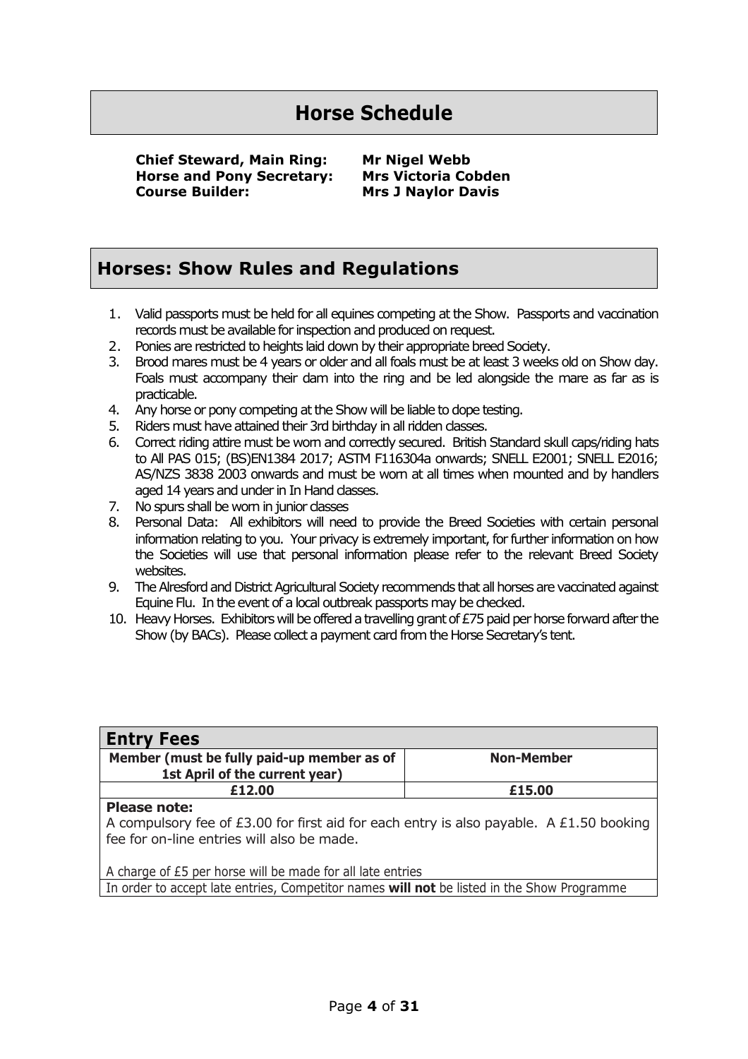# Horse Schedule

**Chief Steward, Main Ring:** **Mr Nigel Webb**
**Horse and Pony Secretary:** **Mrs Victoria Cobden**
**Course Builder:** **Mrs J Naylor Davis**

## Horses: Show Rules and Regulations

1. Valid passports must be held for all equines competing at the Show. Passports and vaccination records must be available for inspection and produced on request.
2. Ponies are restricted to heights laid down by their appropriate breed Society.
3. Brood mares must be 4 years or older and all foals must be at least 3 weeks old on Show day. Foals must accompany their dam into the ring and be led alongside the mare as far as is practicable.
4. Any horse or pony competing at the Show will be liable to dope testing.
5. Riders must have attained their 3rd birthday in all ridden classes.
6. Correct riding attire must be worn and correctly secured. British Standard skull caps/riding hats to All PAS 015; (BS)EN1384 2017; ASTM F116304a onwards; SNELL E2001; SNELL E2016; AS/NZS 3838 2003 onwards and must be worn at all times when mounted and by handlers aged 14 years and under in In Hand classes.
7. No spurs shall be worn in junior classes
8. Personal Data: All exhibitors will need to provide the Breed Societies with certain personal information relating to you. Your privacy is extremely important, for further information on how the Societies will use that personal information please refer to the relevant Breed Society websites.
9. The Alresford and District Agricultural Society recommends that all horses are vaccinated against Equine Flu. In the event of a local outbreak passports may be checked.
10. Heavy Horses. Exhibitors will be offered a travelling grant of £75 paid per horse forward after the Show (by BACs). Please collect a payment card from the Horse Secretary's tent.

## Entry Fees

| Member (must be fully paid-up member as of 1st April of the current year) | Non-Member |
|---|---|
| **£12.00** | **£15.00** |

**Please note:**
A compulsory fee of £3.00 for first aid for each entry is also payable. A £1.50 booking fee for on-line entries will also be made.

A charge of £5 per horse will be made for all late entries

In order to accept late entries, Competitor names **will not** be listed in the Show Programme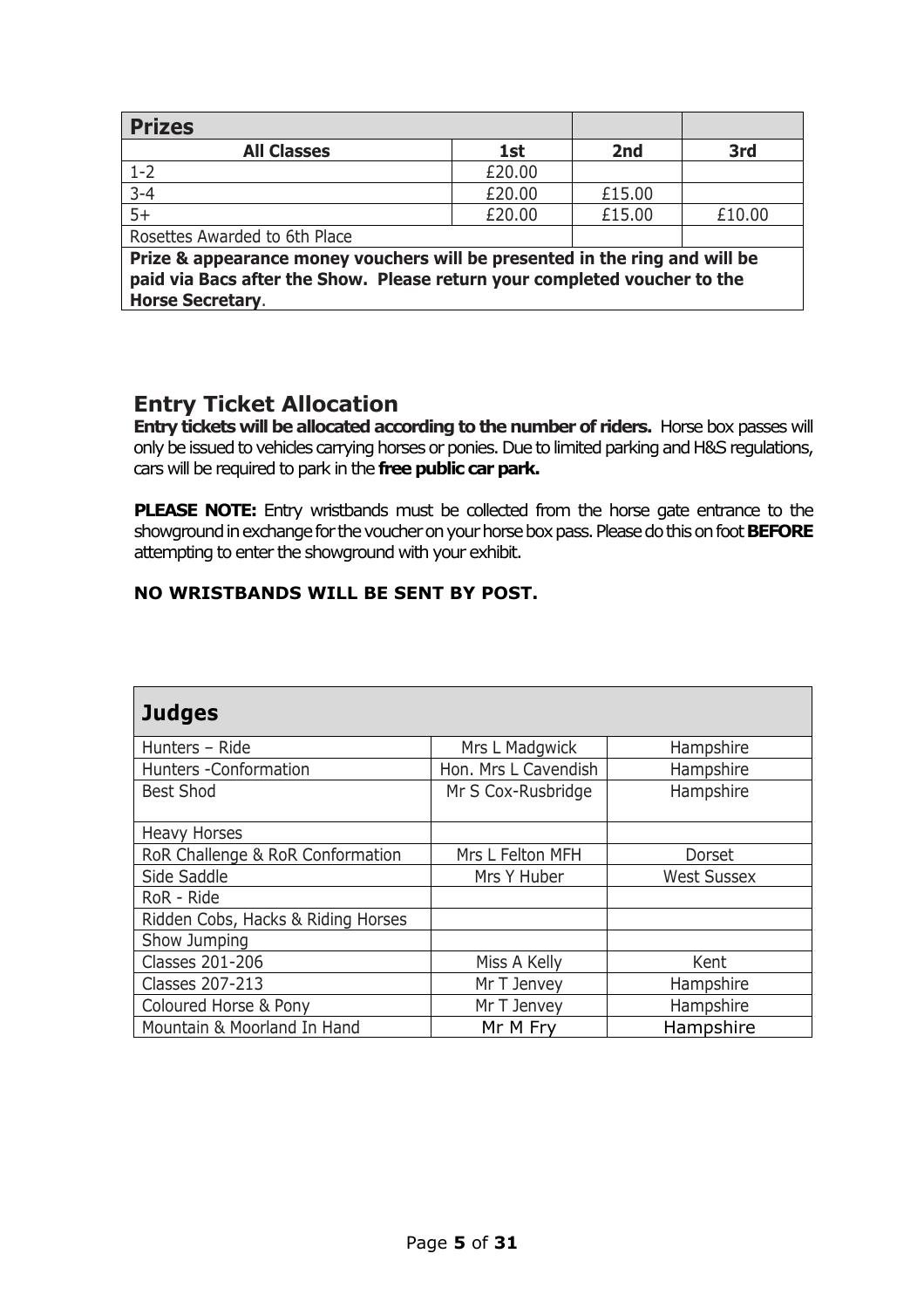| Prizes | | | |
|---|---|---|---|
| **All Classes** | **1st** | **2nd** | **3rd** |
| 1-2 | £20.00 | | |
| 3-4 | £20.00 | £15.00 | |
| 5+ | £20.00 | £15.00 | £10.00 |
| Rosettes Awarded to 6th Place | | | |
| **Prize & appearance money vouchers will be presented in the ring and will be paid via Bacs after the Show. Please return your completed voucher to the Horse Secretary**. | | | |

## Entry Ticket Allocation

**Entry tickets will be allocated according to the number of riders.** Horse box passes will only be issued to vehicles carrying horses or ponies. Due to limited parking and H&S regulations, cars will be required to park in the **free public car park.**

**PLEASE NOTE:** Entry wristbands must be collected from the horse gate entrance to the showground in exchange for the voucher on your horse box pass. Please do this on foot **BEFORE** attempting to enter the showground with your exhibit.

**NO WRISTBANDS WILL BE SENT BY POST.**

| Judges | | |
|---|---|---|
| Hunters – Ride | Mrs L Madgwick | Hampshire |
| Hunters -Conformation | Hon. Mrs L Cavendish | Hampshire |
| Best Shod | Mr S Cox-Rusbridge | Hampshire |
| Heavy Horses | | |
| RoR Challenge & RoR Conformation | Mrs L Felton MFH | Dorset |
| Side Saddle | Mrs Y Huber | West Sussex |
| RoR - Ride | | |
| Ridden Cobs, Hacks & Riding Horses | | |
| Show Jumping | | |
| Classes 201-206 | Miss A Kelly | Kent |
| Classes 207-213 | Mr T Jenvey | Hampshire |
| Coloured Horse & Pony | Mr T Jenvey | Hampshire |
| Mountain & Moorland In Hand | Mr M Fry | Hampshire |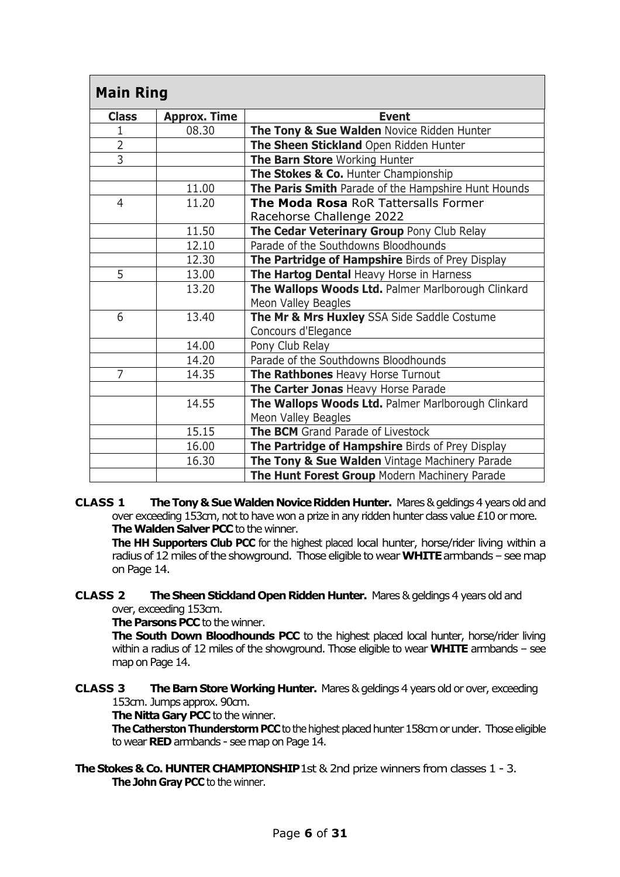## Main Ring

| Class | Approx. Time | Event |
|---|---|---|
| 1 | 08.30 | **The Tony & Sue Walden** Novice Ridden Hunter |
| 2 | | **The Sheen Stickland** Open Ridden Hunter |
| 3 | | **The Barn Store** Working Hunter |
| | | **The Stokes & Co.** Hunter Championship |
| | 11.00 | **The Paris Smith** Parade of the Hampshire Hunt Hounds |
| 4 | 11.20 | **The Moda Rosa** RoR Tattersalls Former Racehorse Challenge 2022 |
| | 11.50 | **The Cedar Veterinary Group** Pony Club Relay |
| | 12.10 | Parade of the Southdowns Bloodhounds |
| | 12.30 | **The Partridge of Hampshire** Birds of Prey Display |
| 5 | 13.00 | **The Hartog Dental** Heavy Horse in Harness |
| | 13.20 | **The Wallops Woods Ltd.** Palmer Marlborough Clinkard Meon Valley Beagles |
| 6 | 13.40 | **The Mr & Mrs Huxley** SSA Side Saddle Costume Concours d'Elegance |
| | 14.00 | Pony Club Relay |
| | 14.20 | Parade of the Southdowns Bloodhounds |
| 7 | 14.35 | **The Rathbones** Heavy Horse Turnout |
| | | **The Carter Jonas** Heavy Horse Parade |
| | 14.55 | **The Wallops Woods Ltd.** Palmer Marlborough Clinkard Meon Valley Beagles |
| | 15.15 | **The BCM** Grand Parade of Livestock |
| | 16.00 | **The Partridge of Hampshire** Birds of Prey Display |
| | 16.30 | **The Tony & Sue Walden** Vintage Machinery Parade |
| | | **The Hunt Forest Group** Modern Machinery Parade |

**CLASS 1 The Tony & Sue Walden Novice Ridden Hunter.** Mares & geldings 4 years old and over exceeding 153cm, not to have won a prize in any ridden hunter class value £10 or more.
**The Walden Salver PCC** to the winner.
**The HH Supporters Club PCC** for the highest placed local hunter, horse/rider living within a radius of 12 miles of the showground. Those eligible to wear **WHITE** armbands – see map on Page 14.

**CLASS 2 The Sheen Stickland Open Ridden Hunter.** Mares & geldings 4 years old and over, exceeding 153cm.
**The Parsons PCC** to the winner.
**The South Down Bloodhounds PCC** to the highest placed local hunter, horse/rider living within a radius of 12 miles of the showground. Those eligible to wear **WHITE** armbands – see map on Page 14.

**CLASS 3 The Barn Store Working Hunter.** Mares & geldings 4 years old or over, exceeding 153cm. Jumps approx. 90cm.
**The Nitta Gary PCC** to the winner.
**The Catherston Thunderstorm PCC** to the highest placed hunter 158cm or under. Those eligible to wear **RED** armbands - see map on Page 14.

**The Stokes & Co. HUNTER CHAMPIONSHIP** 1st & 2nd prize winners from classes 1 - 3.
**The John Gray PCC** to the winner.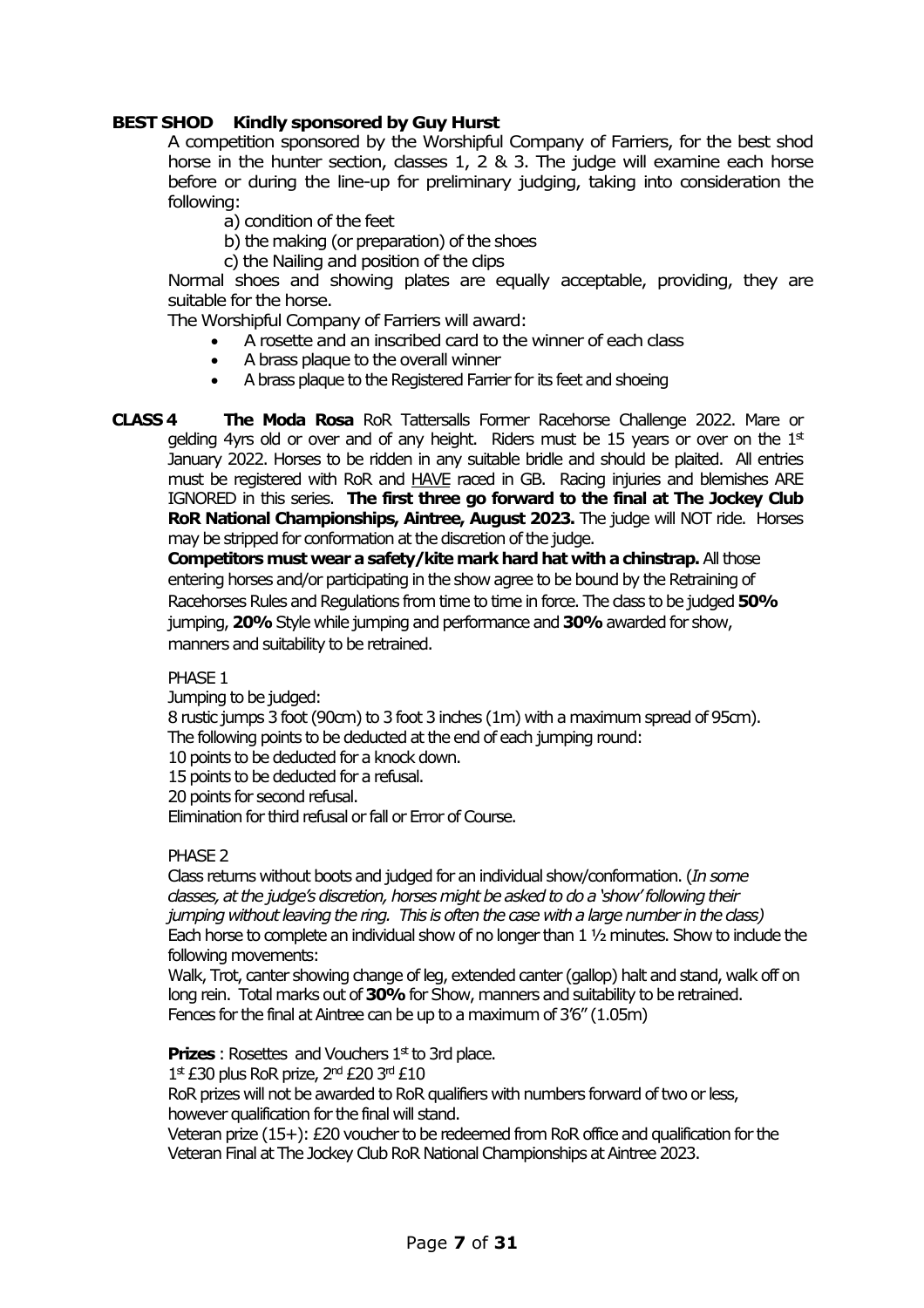**BEST SHOD Kindly sponsored by Guy Hurst**

A competition sponsored by the Worshipful Company of Farriers, for the best shod horse in the hunter section, classes 1, 2 & 3. The judge will examine each horse before or during the line-up for preliminary judging, taking into consideration the following:

a) condition of the feet

b) the making (or preparation) of the shoes

c) the Nailing and position of the clips

Normal shoes and showing plates are equally acceptable, providing, they are suitable for the horse.

The Worshipful Company of Farriers will award:

- A rosette and an inscribed card to the winner of each class
- A brass plaque to the overall winner
- A brass plaque to the Registered Farrier for its feet and shoeing

**CLASS 4 The Moda Rosa** RoR Tattersalls Former Racehorse Challenge 2022. Mare or gelding 4yrs old or over and of any height. Riders must be 15 years or over on the 1st January 2022. Horses to be ridden in any suitable bridle and should be plaited. All entries must be registered with RoR and HAVE raced in GB. Racing injuries and blemishes ARE IGNORED in this series. **The first three go forward to the final at The Jockey Club RoR National Championships, Aintree, August 2023.** The judge will NOT ride. Horses may be stripped for conformation at the discretion of the judge.

**Competitors must wear a safety/kite mark hard hat with a chinstrap.** All those entering horses and/or participating in the show agree to be bound by the Retraining of Racehorses Rules and Regulations from time to time in force. The class to be judged **50%** jumping, **20%** Style while jumping and performance and **30%** awarded for show, manners and suitability to be retrained.

PHASE 1

Jumping to be judged:

8 rustic jumps 3 foot (90cm) to 3 foot 3 inches (1m) with a maximum spread of 95cm).

The following points to be deducted at the end of each jumping round:

10 points to be deducted for a knock down.

15 points to be deducted for a refusal.

20 points for second refusal.

Elimination for third refusal or fall or Error of Course.

PHASE 2

Class returns without boots and judged for an individual show/conformation. (*In some classes, at the judge's discretion, horses might be asked to do a 'show' following their jumping without leaving the ring. This is often the case with a large number in the class*)

Each horse to complete an individual show of no longer than 1 ½ minutes. Show to include the following movements:

Walk, Trot, canter showing change of leg, extended canter (gallop) halt and stand, walk off on long rein. Total marks out of **30%** for Show, manners and suitability to be retrained.

Fences for the final at Aintree can be up to a maximum of 3'6" (1.05m)

**Prizes** : Rosettes and Vouchers 1st to 3rd place.

1st £30 plus RoR prize, 2nd £20 3rd £10

RoR prizes will not be awarded to RoR qualifiers with numbers forward of two or less, however qualification for the final will stand.

Veteran prize (15+): £20 voucher to be redeemed from RoR office and qualification for the Veteran Final at The Jockey Club RoR National Championships at Aintree 2023.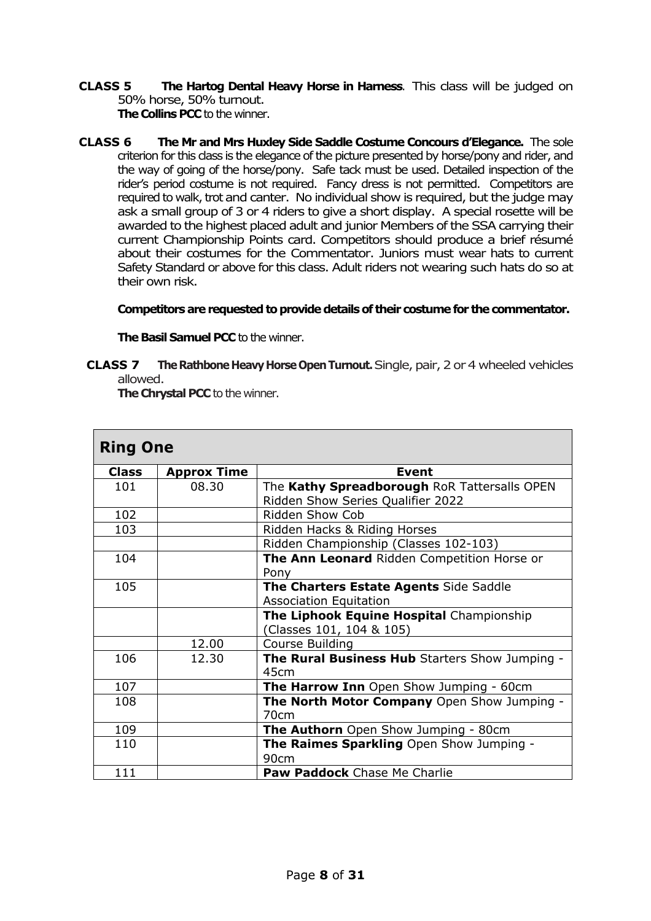**CLASS 5 The Hartog Dental Heavy Horse in Harness**. This class will be judged on 50% horse, 50% turnout.
**The Collins PCC** to the winner.

**CLASS 6 The Mr and Mrs Huxley Side Saddle Costume Concours d'Elegance.** The sole criterion for this class is the elegance of the picture presented by horse/pony and rider, and the way of going of the horse/pony. Safe tack must be used. Detailed inspection of the rider's period costume is not required. Fancy dress is not permitted. Competitors are required to walk, trot and canter. No individual show is required, but the judge may ask a small group of 3 or 4 riders to give a short display. A special rosette will be awarded to the highest placed adult and junior Members of the SSA carrying their current Championship Points card. Competitors should produce a brief résumé about their costumes for the Commentator. Juniors must wear hats to current Safety Standard or above for this class. Adult riders not wearing such hats do so at their own risk.

**Competitors are requested to provide details of their costume for the commentator.**

**The Basil Samuel PCC** to the winner.

**CLASS 7 The Rathbone Heavy Horse Open Turnout.** Single, pair, 2 or 4 wheeled vehicles allowed.
**The Chrystal PCC** to the winner.

## Ring One

| Class | Approx Time | Event |
|---|---|---|
| 101 | 08.30 | The **Kathy Spreadborough** RoR Tattersalls OPEN Ridden Show Series Qualifier 2022 |
| 102 | | Ridden Show Cob |
| 103 | | Ridden Hacks & Riding Horses |
| | | Ridden Championship (Classes 102-103) |
| 104 | | **The Ann Leonard** Ridden Competition Horse or Pony |
| 105 | | **The Charters Estate Agents** Side Saddle Association Equitation |
| | | **The Liphook Equine Hospital** Championship (Classes 101, 104 & 105) |
| | 12.00 | Course Building |
| 106 | 12.30 | **The Rural Business Hub** Starters Show Jumping - 45cm |
| 107 | | **The Harrow Inn** Open Show Jumping - 60cm |
| 108 | | **The North Motor Company** Open Show Jumping - 70cm |
| 109 | | **The Authorn** Open Show Jumping - 80cm |
| 110 | | **The Raimes Sparkling** Open Show Jumping - 90cm |
| 111 | | **Paw Paddock** Chase Me Charlie |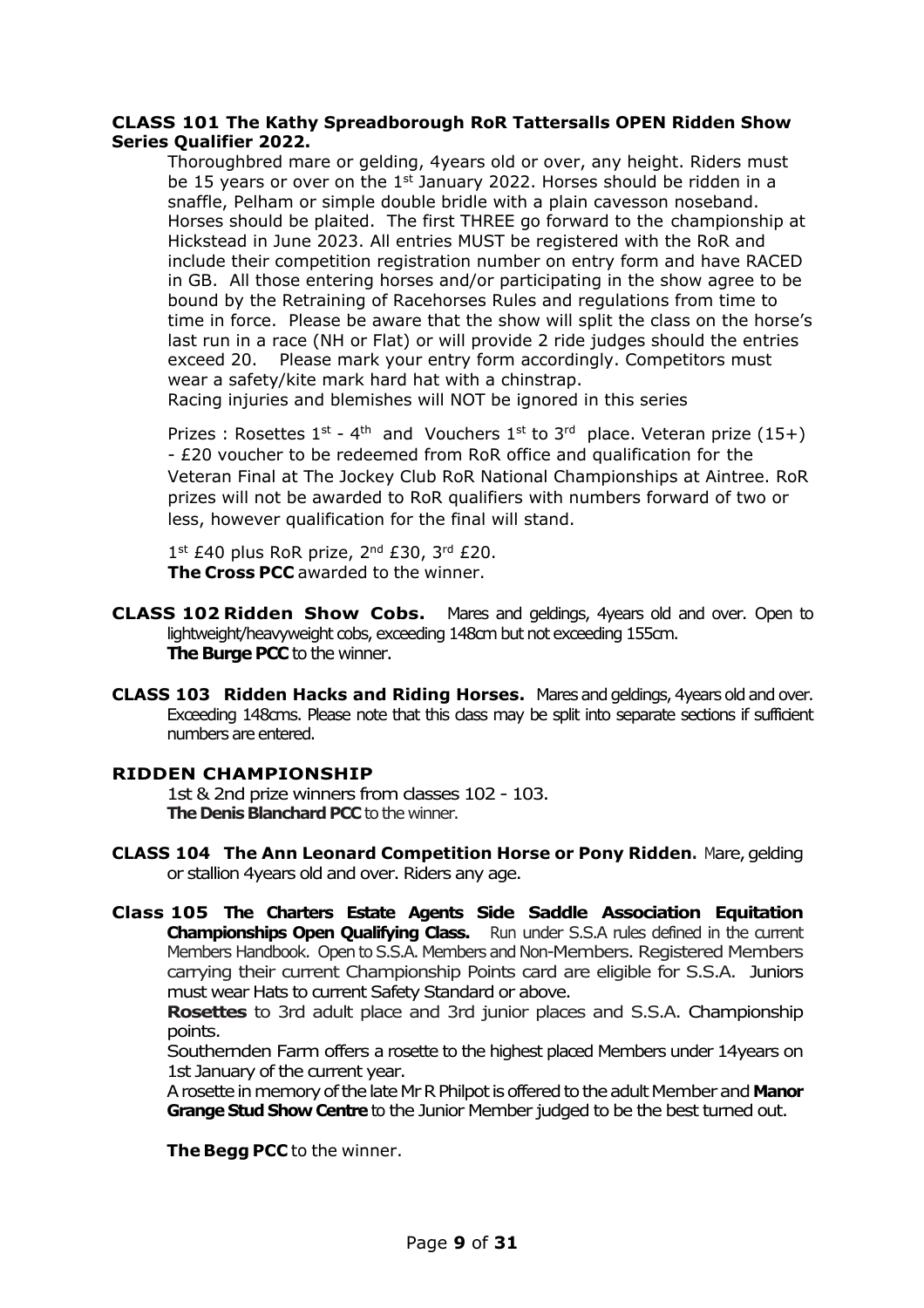**CLASS 101 The Kathy Spreadborough RoR Tattersalls OPEN Ridden Show Series Qualifier 2022.**

Thoroughbred mare or gelding, 4years old or over, any height. Riders must be 15 years or over on the 1st January 2022. Horses should be ridden in a snaffle, Pelham or simple double bridle with a plain cavesson noseband. Horses should be plaited. The first THREE go forward to the championship at Hickstead in June 2023. All entries MUST be registered with the RoR and include their competition registration number on entry form and have RACED in GB. All those entering horses and/or participating in the show agree to be bound by the Retraining of Racehorses Rules and regulations from time to time in force. Please be aware that the show will split the class on the horse's last run in a race (NH or Flat) or will provide 2 ride judges should the entries exceed 20. Please mark your entry form accordingly. Competitors must wear a safety/kite mark hard hat with a chinstrap.
Racing injuries and blemishes will NOT be ignored in this series

Prizes : Rosettes 1st - 4th and Vouchers 1st to 3rd place. Veteran prize (15+) - £20 voucher to be redeemed from RoR office and qualification for the Veteran Final at The Jockey Club RoR National Championships at Aintree. RoR prizes will not be awarded to RoR qualifiers with numbers forward of two or less, however qualification for the final will stand.

1st £40 plus RoR prize, 2nd £30, 3rd £20.
**The Cross PCC** awarded to the winner.

**CLASS 102 Ridden Show Cobs.** Mares and geldings, 4years old and over. Open to lightweight/heavyweight cobs, exceeding 148cm but not exceeding 155cm.
**The Burge PCC** to the winner.

**CLASS 103 Ridden Hacks and Riding Horses.** Mares and geldings, 4years old and over. Exceeding 148cms. Please note that this class may be split into separate sections if sufficient numbers are entered.

**RIDDEN CHAMPIONSHIP**

1st & 2nd prize winners from classes 102 - 103.
**The Denis Blanchard PCC** to the winner.

**CLASS 104 The Ann Leonard Competition Horse or Pony Ridden.** Mare, gelding or stallion 4years old and over. Riders any age.

**Class 105 The Charters Estate Agents Side Saddle Association Equitation Championships Open Qualifying Class.** Run under S.S.A rules defined in the current Members Handbook. Open to S.S.A. Members and Non-Members. Registered Members carrying their current Championship Points card are eligible for S.S.A. Juniors must wear Hats to current Safety Standard or above.

**Rosettes** to 3rd adult place and 3rd junior places and S.S.A. Championship points.

Southernden Farm offers a rosette to the highest placed Members under 14years on 1st January of the current year.

A rosette in memory of the late Mr R Philpot is offered to the adult Member and **Manor Grange Stud Show Centre** to the Junior Member judged to be the best turned out.

**The Begg PCC** to the winner.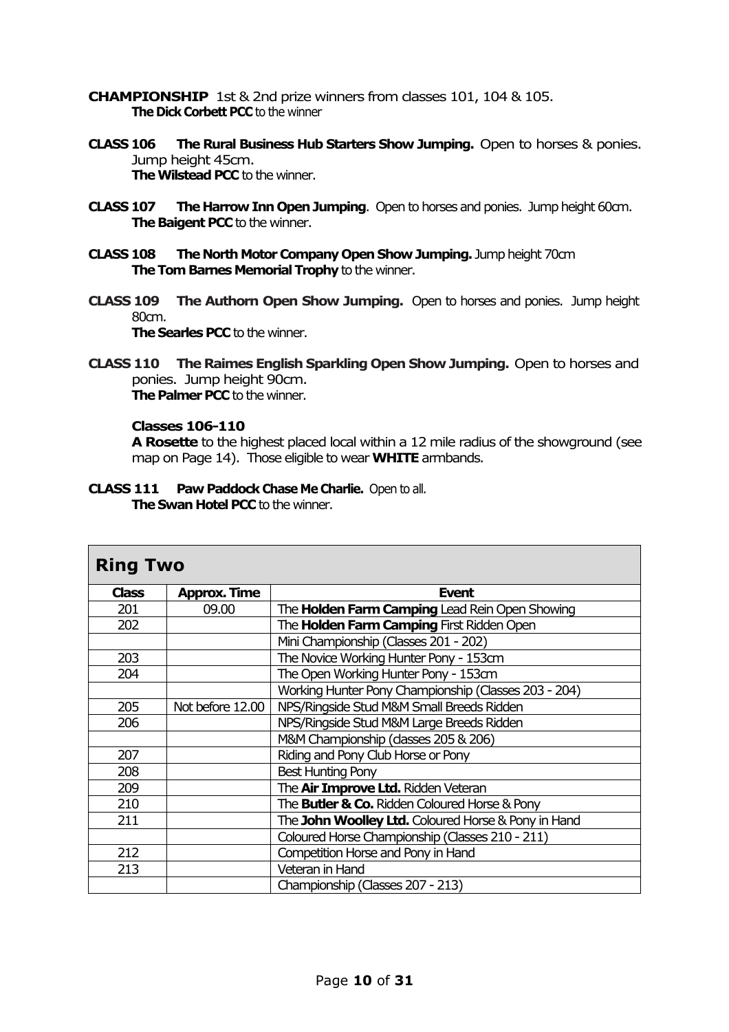**CHAMPIONSHIP** 1st & 2nd prize winners from classes 101, 104 & 105.
**The Dick Corbett PCC** to the winner

**CLASS 106 The Rural Business Hub Starters Show Jumping.** Open to horses & ponies. Jump height 45cm.
**The Wilstead PCC** to the winner.

**CLASS 107 The Harrow Inn Open Jumping**. Open to horses and ponies. Jump height 60cm.
**The Baigent PCC** to the winner.

**CLASS 108 The North Motor Company Open Show Jumping.** Jump height 70cm
**The Tom Barnes Memorial Trophy** to the winner.

**CLASS 109 The Authorn Open Show Jumping.** Open to horses and ponies. Jump height 80cm.
**The Searles PCC** to the winner.

**CLASS 110 The Raimes English Sparkling Open Show Jumping.** Open to horses and ponies. Jump height 90cm.
**The Palmer PCC** to the winner.

**Classes 106-110**
**A Rosette** to the highest placed local within a 12 mile radius of the showground (see map on Page 14). Those eligible to wear **WHITE** armbands.

**CLASS 111 Paw Paddock Chase Me Charlie.** Open to all.
**The Swan Hotel PCC** to the winner.

## Ring Two

| Class | Approx. Time | Event |
|---|---|---|
| 201 | 09.00 | The **Holden Farm Camping** Lead Rein Open Showing |
| 202 | | The **Holden Farm Camping** First Ridden Open |
| | | Mini Championship (Classes 201 - 202) |
| 203 | | The Novice Working Hunter Pony - 153cm |
| 204 | | The Open Working Hunter Pony - 153cm |
| | | Working Hunter Pony Championship (Classes 203 - 204) |
| 205 | Not before 12.00 | NPS/Ringside Stud M&M Small Breeds Ridden |
| 206 | | NPS/Ringside Stud M&M Large Breeds Ridden |
| | | M&M Championship (classes 205 & 206) |
| 207 | | Riding and Pony Club Horse or Pony |
| 208 | | Best Hunting Pony |
| 209 | | The **Air Improve Ltd.** Ridden Veteran |
| 210 | | The **Butler & Co.** Ridden Coloured Horse & Pony |
| 211 | | The **John Woolley Ltd.** Coloured Horse & Pony in Hand |
| | | Coloured Horse Championship (Classes 210 - 211) |
| 212 | | Competition Horse and Pony in Hand |
| 213 | | Veteran in Hand |
| | | Championship (Classes 207 - 213) |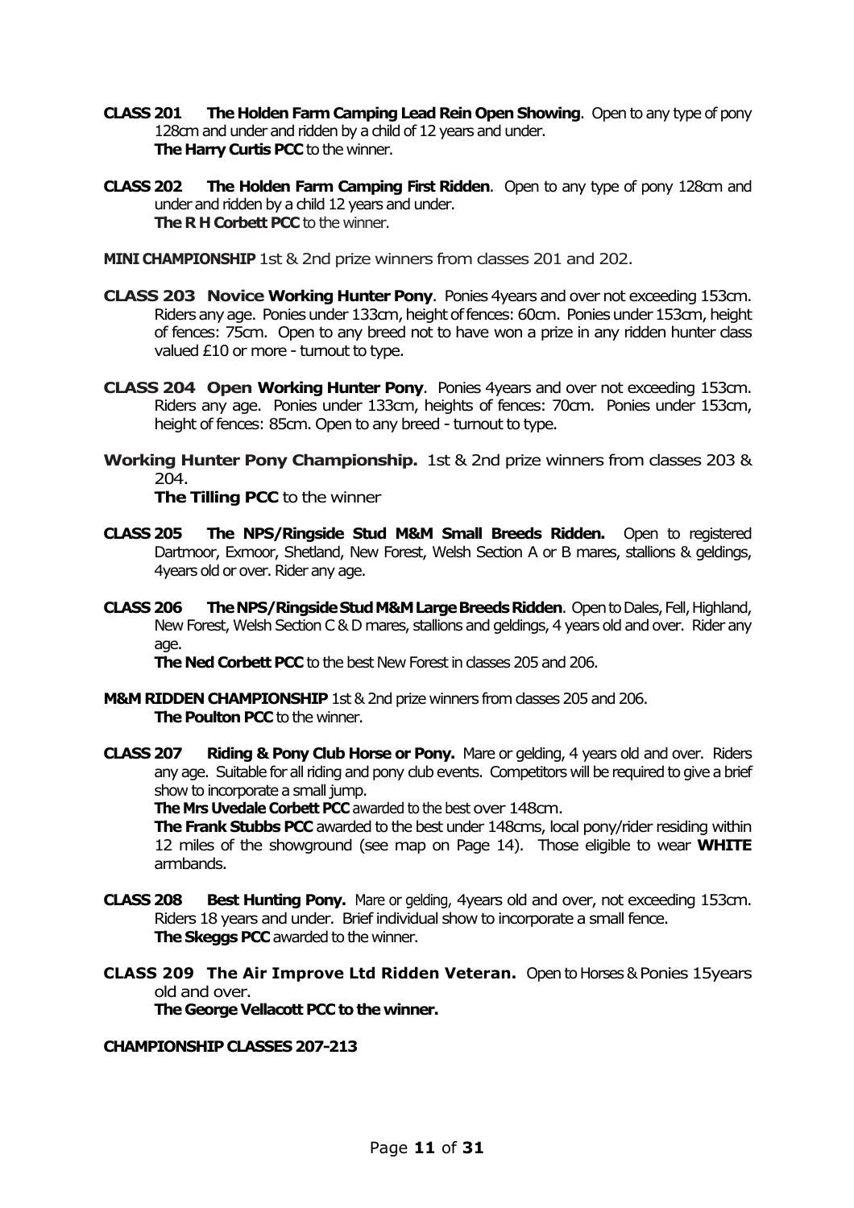**CLASS 201 The Holden Farm Camping Lead Rein Open Showing**. Open to any type of pony 128cm and under and ridden by a child of 12 years and under.
**The Harry Curtis PCC** to the winner.

**CLASS 202 The Holden Farm Camping First Ridden**. Open to any type of pony 128cm and under and ridden by a child 12 years and under.
**The R H Corbett PCC** to the winner.

**MINI CHAMPIONSHIP** 1st & 2nd prize winners from classes 201 and 202.

**CLASS 203 Novice Working Hunter Pony**. Ponies 4years and over not exceeding 153cm. Riders any age. Ponies under 133cm, height of fences: 60cm. Ponies under 153cm, height of fences: 75cm. Open to any breed not to have won a prize in any ridden hunter class valued £10 or more - turnout to type.

**CLASS 204 Open Working Hunter Pony**. Ponies 4years and over not exceeding 153cm. Riders any age. Ponies under 133cm, heights of fences: 70cm. Ponies under 153cm, height of fences: 85cm. Open to any breed - turnout to type.

**Working Hunter Pony Championship.** 1st & 2nd prize winners from classes 203 & 204.
**The Tilling PCC** to the winner

**CLASS 205 The NPS/Ringside Stud M&M Small Breeds Ridden.** Open to registered Dartmoor, Exmoor, Shetland, New Forest, Welsh Section A or B mares, stallions & geldings, 4years old or over. Rider any age.

**CLASS 206 The NPS/Ringside Stud M&M Large Breeds Ridden**. Open to Dales, Fell, Highland, New Forest, Welsh Section C & D mares, stallions and geldings, 4 years old and over. Rider any age.
**The Ned Corbett PCC** to the best New Forest in classes 205 and 206.

**M&M RIDDEN CHAMPIONSHIP** 1st & 2nd prize winners from classes 205 and 206.
**The Poulton PCC** to the winner.

**CLASS 207 Riding & Pony Club Horse or Pony.** Mare or gelding, 4 years old and over. Riders any age. Suitable for all riding and pony club events. Competitors will be required to give a brief show to incorporate a small jump.
**The Mrs Uvedale Corbett PCC** awarded to the best over 148cm.
**The Frank Stubbs PCC** awarded to the best under 148cms, local pony/rider residing within 12 miles of the showground (see map on Page 14). Those eligible to wear **WHITE** armbands.

**CLASS 208 Best Hunting Pony.** Mare or gelding, 4years old and over, not exceeding 153cm. Riders 18 years and under. Brief individual show to incorporate a small fence.
**The Skeggs PCC** awarded to the winner.

**CLASS 209 The Air Improve Ltd Ridden Veteran.** Open to Horses & Ponies 15years old and over.
**The George Vellacott PCC to the winner.**

**CHAMPIONSHIP CLASSES 207-213**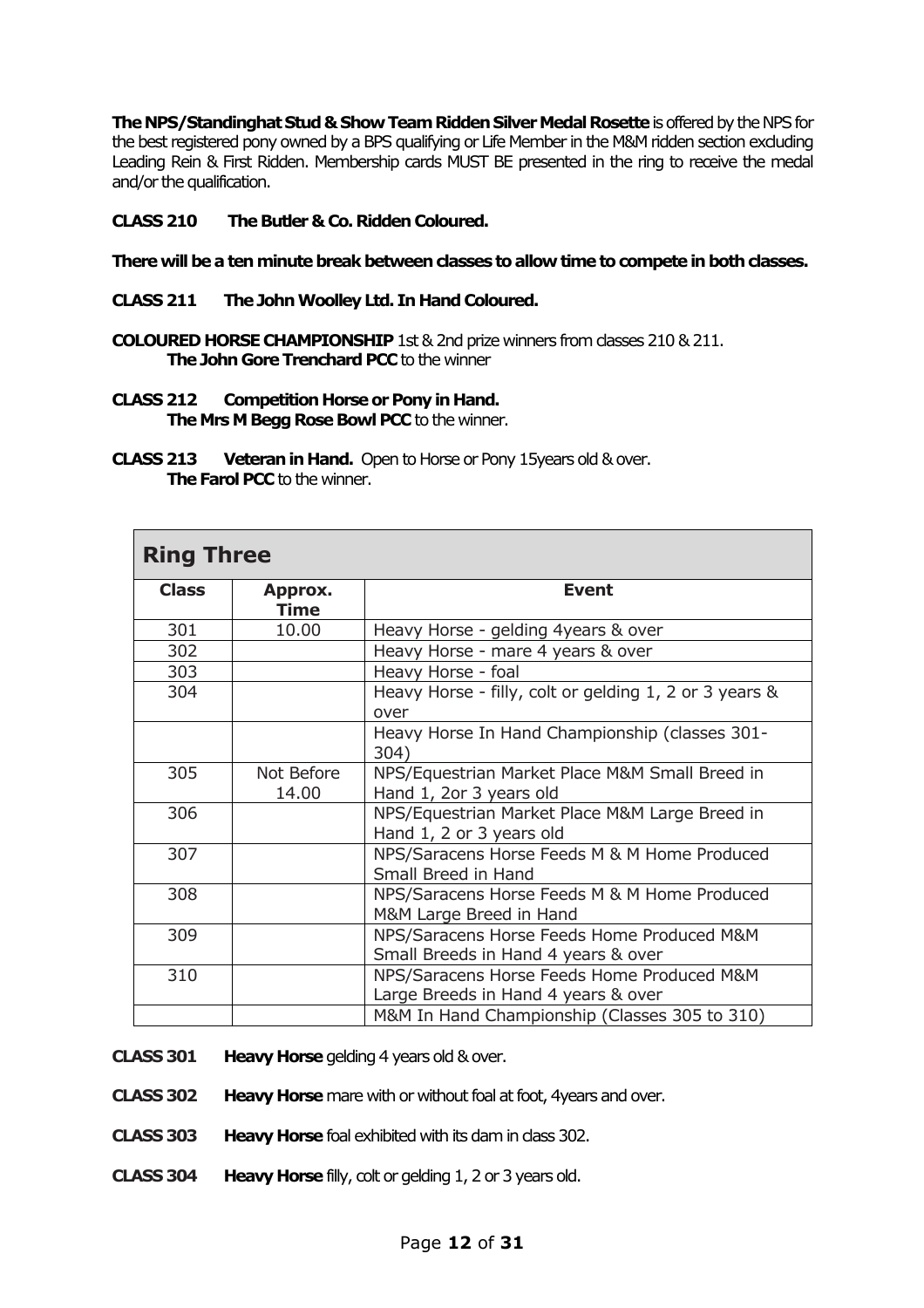**The NPS/Standinghat Stud & Show Team Ridden Silver Medal Rosette** is offered by the NPS for the best registered pony owned by a BPS qualifying or Life Member in the M&M ridden section excluding Leading Rein & First Ridden. Membership cards MUST BE presented in the ring to receive the medal and/or the qualification.

**CLASS 210 The Butler & Co. Ridden Coloured.**

**There will be a ten minute break between classes to allow time to compete in both classes.**

**CLASS 211 The John Woolley Ltd. In Hand Coloured.**

**COLOURED HORSE CHAMPIONSHIP** 1st & 2nd prize winners from classes 210 & 211.
**The John Gore Trenchard PCC** to the winner

**CLASS 212 Competition Horse or Pony in Hand.**
**The Mrs M Begg Rose Bowl PCC** to the winner.

**CLASS 213 Veteran in Hand.** Open to Horse or Pony 15years old & over.
**The Farol PCC** to the winner.

## Ring Three

| Class | Approx. Time | Event |
|---|---|---|
| 301 | 10.00 | Heavy Horse - gelding 4years & over |
| 302 | | Heavy Horse - mare 4 years & over |
| 303 | | Heavy Horse - foal |
| 304 | | Heavy Horse - filly, colt or gelding 1, 2 or 3 years & over |
| | | Heavy Horse In Hand Championship (classes 301-304) |
| 305 | Not Before 14.00 | NPS/Equestrian Market Place M&M Small Breed in Hand 1, 2or 3 years old |
| 306 | | NPS/Equestrian Market Place M&M Large Breed in Hand 1, 2 or 3 years old |
| 307 | | NPS/Saracens Horse Feeds M & M Home Produced Small Breed in Hand |
| 308 | | NPS/Saracens Horse Feeds M & M Home Produced M&M Large Breed in Hand |
| 309 | | NPS/Saracens Horse Feeds Home Produced M&M Small Breeds in Hand 4 years & over |
| 310 | | NPS/Saracens Horse Feeds Home Produced M&M Large Breeds in Hand 4 years & over |
| | | M&M In Hand Championship (Classes 305 to 310) |

**CLASS 301 Heavy Horse** gelding 4 years old & over.

**CLASS 302 Heavy Horse** mare with or without foal at foot, 4years and over.

**CLASS 303 Heavy Horse** foal exhibited with its dam in class 302.

**CLASS 304 Heavy Horse** filly, colt or gelding 1, 2 or 3 years old.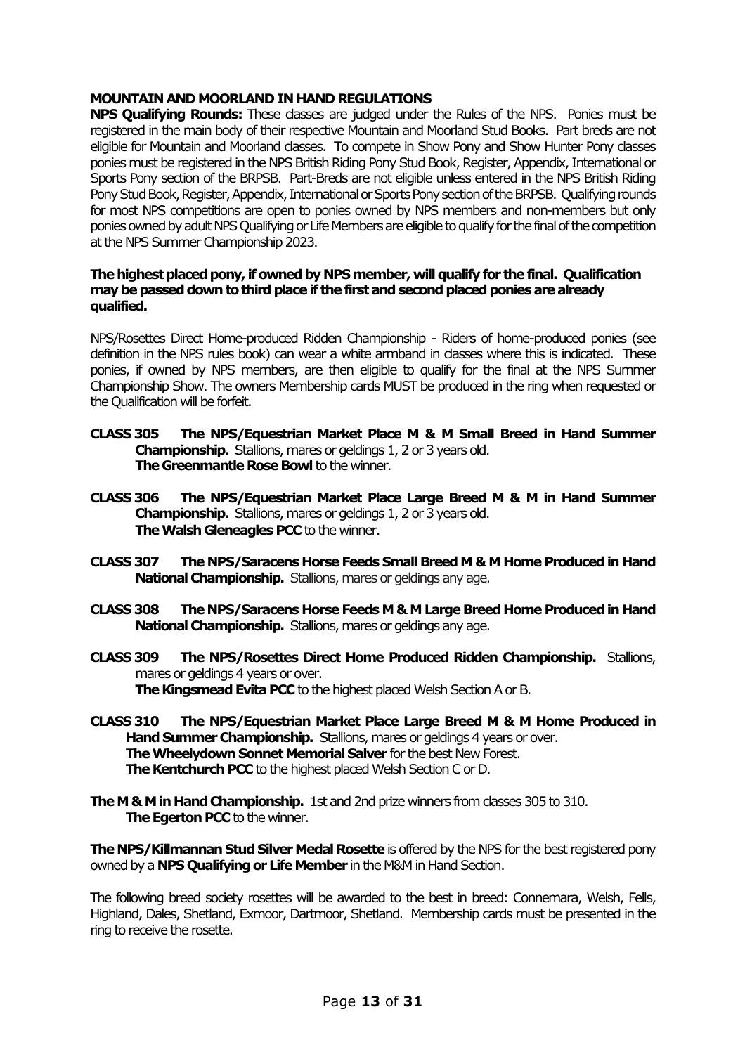## MOUNTAIN AND MOORLAND IN HAND REGULATIONS

**NPS Qualifying Rounds:** These classes are judged under the Rules of the NPS. Ponies must be registered in the main body of their respective Mountain and Moorland Stud Books. Part breds are not eligible for Mountain and Moorland classes. To compete in Show Pony and Show Hunter Pony classes ponies must be registered in the NPS British Riding Pony Stud Book, Register, Appendix, International or Sports Pony section of the BRPSB. Part-Breds are not eligible unless entered in the NPS British Riding Pony Stud Book, Register, Appendix, International or Sports Pony section of the BRPSB. Qualifying rounds for most NPS competitions are open to ponies owned by NPS members and non-members but only ponies owned by adult NPS Qualifying or Life Members are eligible to qualify for the final of the competition at the NPS Summer Championship 2023.

**The highest placed pony, if owned by NPS member, will qualify for the final. Qualification may be passed down to third place if the first and second placed ponies are already qualified.**

NPS/Rosettes Direct Home-produced Ridden Championship - Riders of home-produced ponies (see definition in the NPS rules book) can wear a white armband in classes where this is indicated. These ponies, if owned by NPS members, are then eligible to qualify for the final at the NPS Summer Championship Show. The owners Membership cards MUST be produced in the ring when requested or the Qualification will be forfeit.

**CLASS 305 The NPS/Equestrian Market Place M & M Small Breed in Hand Summer Championship.** Stallions, mares or geldings 1, 2 or 3 years old.
**The Greenmantle Rose Bowl** to the winner.

**CLASS 306 The NPS/Equestrian Market Place Large Breed M & M in Hand Summer Championship.** Stallions, mares or geldings 1, 2 or 3 years old.
**The Walsh Gleneagles PCC** to the winner.

**CLASS 307 The NPS/Saracens Horse Feeds Small Breed M & M Home Produced in Hand National Championship.** Stallions, mares or geldings any age.

**CLASS 308 The NPS/Saracens Horse Feeds M & M Large Breed Home Produced in Hand National Championship.** Stallions, mares or geldings any age.

**CLASS 309 The NPS/Rosettes Direct Home Produced Ridden Championship.** Stallions, mares or geldings 4 years or over.
**The Kingsmead Evita PCC** to the highest placed Welsh Section A or B.

**CLASS 310 The NPS/Equestrian Market Place Large Breed M & M Home Produced in Hand Summer Championship.** Stallions, mares or geldings 4 years or over.
**The Wheelydown Sonnet Memorial Salver** for the best New Forest.
**The Kentchurch PCC** to the highest placed Welsh Section C or D.

**The M & M in Hand Championship.** 1st and 2nd prize winners from classes 305 to 310.
**The Egerton PCC** to the winner.

**The NPS/Killmannan Stud Silver Medal Rosette** is offered by the NPS for the best registered pony owned by a **NPS Qualifying or Life Member** in the M&M in Hand Section.

The following breed society rosettes will be awarded to the best in breed: Connemara, Welsh, Fells, Highland, Dales, Shetland, Exmoor, Dartmoor, Shetland. Membership cards must be presented in the ring to receive the rosette.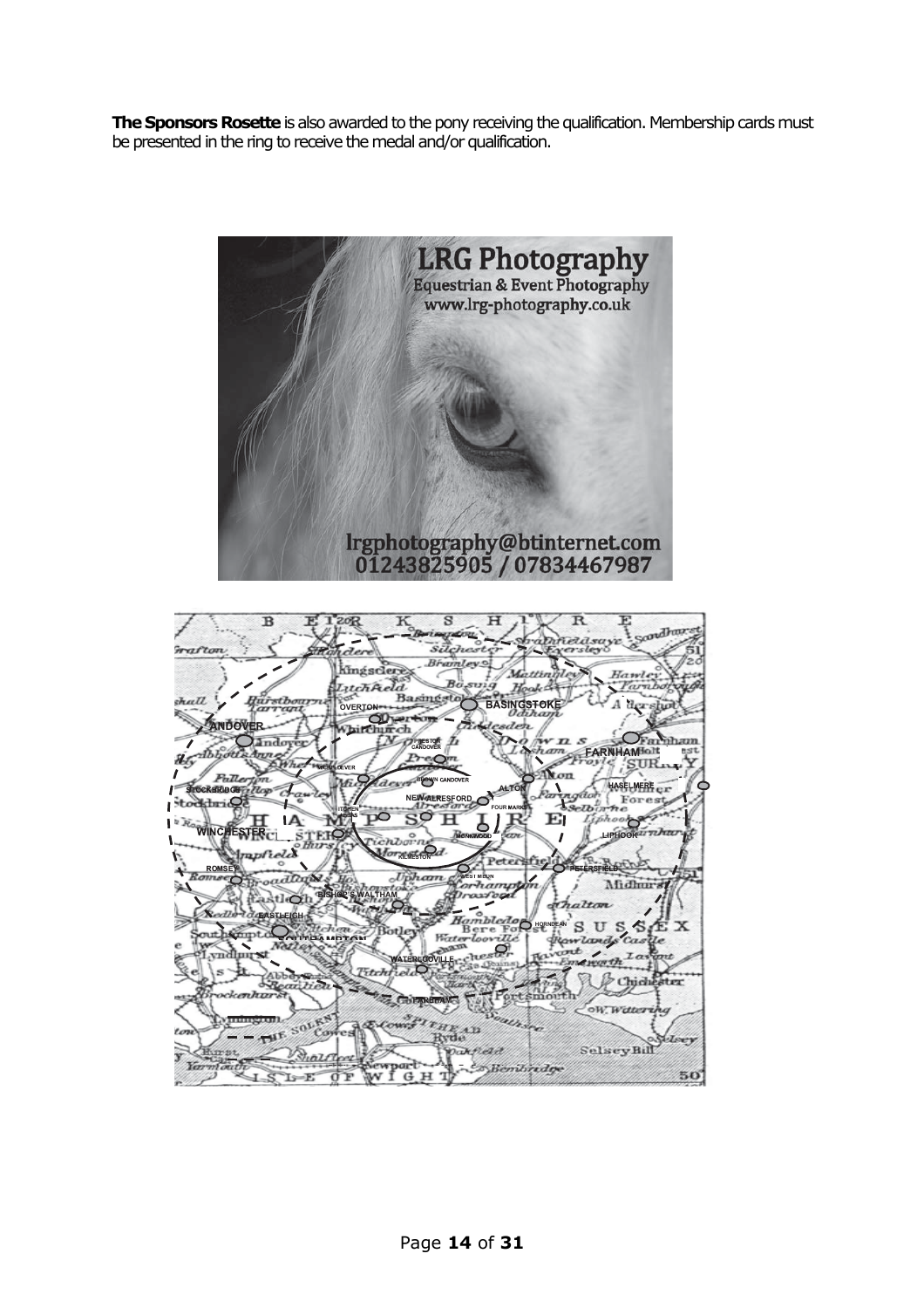**The Sponsors Rosette** is also awarded to the pony receiving the qualification. Membership cards must be presented in the ring to receive the medal and/or qualification.

LRG Photography
Equestrian & Event Photography
www.lrg-photography.co.uk

lrgphotography@btinternet.com
01243825905 / 07834467987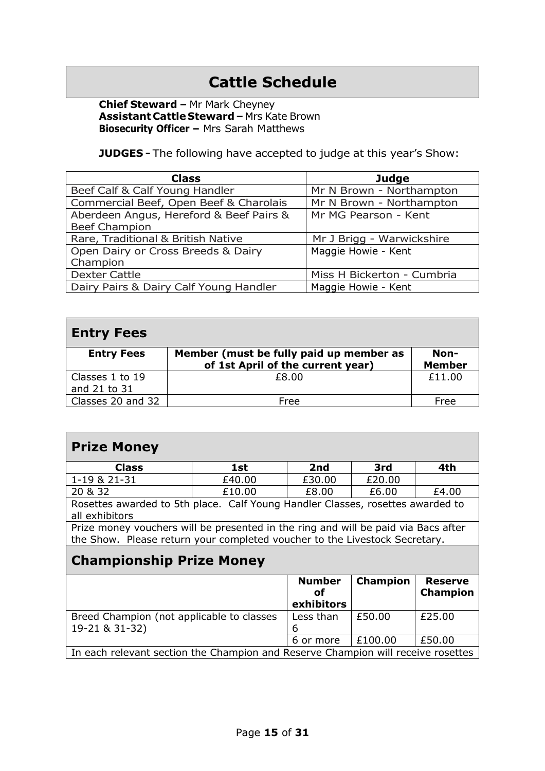# Cattle Schedule

**Chief Steward –** Mr Mark Cheyney
**Assistant Cattle Steward –** Mrs Kate Brown
**Biosecurity Officer –** Mrs Sarah Matthews

**JUDGES -** The following have accepted to judge at this year's Show:

| Class | Judge |
|---|---|
| Beef Calf & Calf Young Handler | Mr N Brown - Northampton |
| Commercial Beef, Open Beef & Charolais | Mr N Brown - Northampton |
| Aberdeen Angus, Hereford & Beef Pairs & Beef Champion | Mr MG Pearson - Kent |
| Rare, Traditional & British Native | Mr J Brigg - Warwickshire |
| Open Dairy or Cross Breeds & Dairy Champion | Maggie Howie - Kent |
| Dexter Cattle | Miss H Bickerton - Cumbria |
| Dairy Pairs & Dairy Calf Young Handler | Maggie Howie - Kent |

## Entry Fees

| Entry Fees | Member (must be fully paid up member as of 1st April of the current year) | Non-Member |
|---|---|---|
| Classes 1 to 19 and 21 to 31 | £8.00 | £11.00 |
| Classes 20 and 32 | Free | Free |

## Prize Money

| Class | 1st | 2nd | 3rd | 4th |
|---|---|---|---|---|
| 1-19 & 21-31 | £40.00 | £30.00 | £20.00 | |
| 20 & 32 | £10.00 | £8.00 | £6.00 | £4.00 |

Rosettes awarded to 5th place. Calf Young Handler Classes, rosettes awarded to all exhibitors

Prize money vouchers will be presented in the ring and will be paid via Bacs after the Show. Please return your completed voucher to the Livestock Secretary.

## Championship Prize Money

| | Number of exhibitors | Champion | Reserve Champion |
|---|---|---|---|
| Breed Champion (not applicable to classes 19-21 & 31-32) | Less than 6 | £50.00 | £25.00 |
| | 6 or more | £100.00 | £50.00 |

In each relevant section the Champion and Reserve Champion will receive rosettes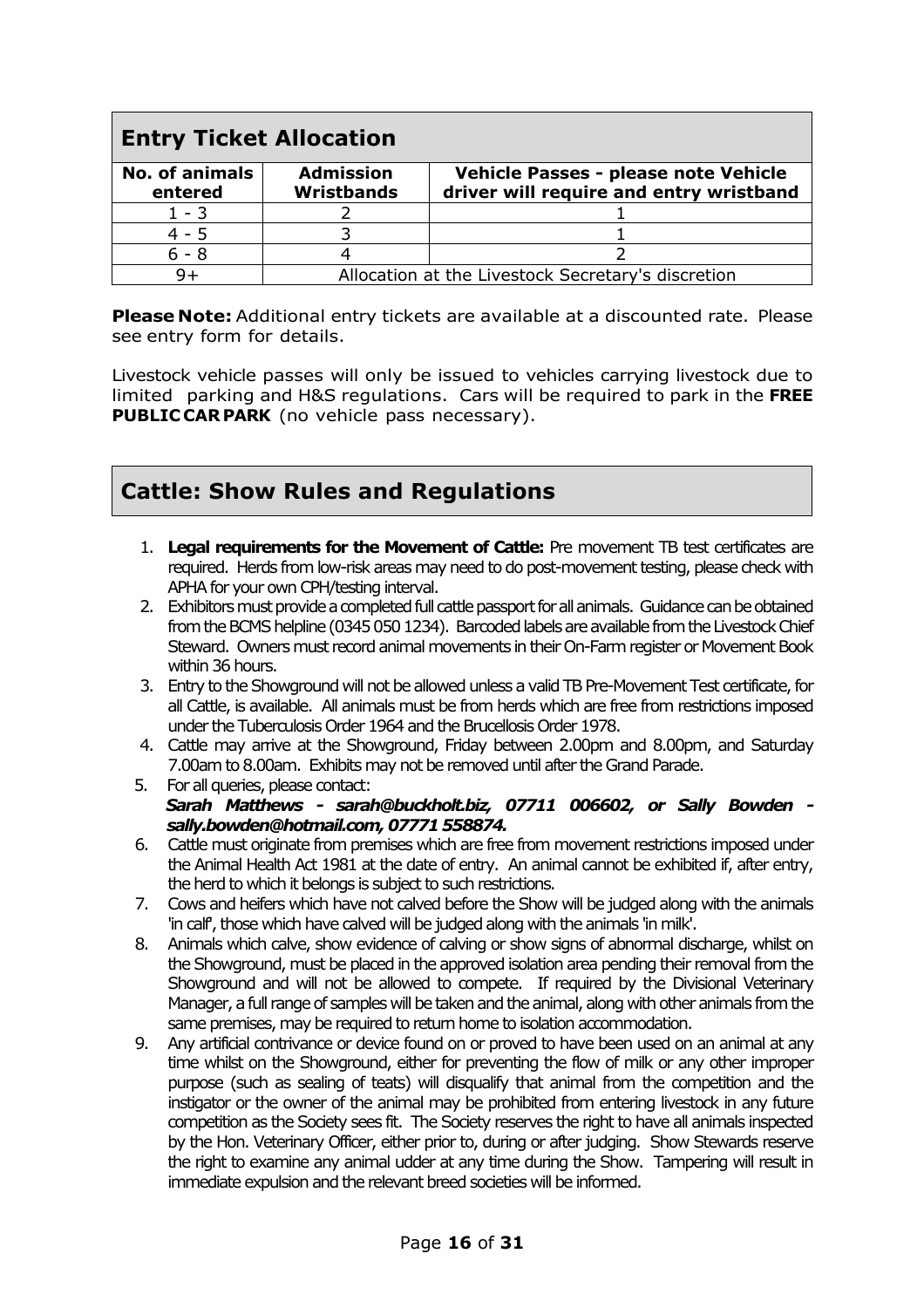## Entry Ticket Allocation

| No. of animals entered | Admission Wristbands | Vehicle Passes - please note Vehicle driver will require and entry wristband |
|---|---|---|
| 1 - 3 | 2 | 1 |
| 4 - 5 | 3 | 1 |
| 6 - 8 | 4 | 2 |
| 9+ | Allocation at the Livestock Secretary's discretion | |

**Please Note:** Additional entry tickets are available at a discounted rate. Please see entry form for details.

Livestock vehicle passes will only be issued to vehicles carrying livestock due to limited parking and H&S regulations. Cars will be required to park in the **FREE PUBLIC CAR PARK** (no vehicle pass necessary).

## Cattle: Show Rules and Regulations

1. **Legal requirements for the Movement of Cattle:** Pre movement TB test certificates are required. Herds from low-risk areas may need to do post-movement testing, please check with APHA for your own CPH/testing interval.
2. Exhibitors must provide a completed full cattle passport for all animals. Guidance can be obtained from the BCMS helpline (0345 050 1234). Barcoded labels are available from the Livestock Chief Steward. Owners must record animal movements in their On-Farm register or Movement Book within 36 hours.
3. Entry to the Showground will not be allowed unless a valid TB Pre-Movement Test certificate, for all Cattle, is available. All animals must be from herds which are free from restrictions imposed under the Tuberculosis Order 1964 and the Brucellosis Order 1978.
4. Cattle may arrive at the Showground, Friday between 2.00pm and 8.00pm, and Saturday 7.00am to 8.00am. Exhibits may not be removed until after the Grand Parade.
5. For all queries, please contact:
   ***Sarah Matthews - sarah@buckholt.biz, 07711 006602, or Sally Bowden - sally.bowden@hotmail.com, 07771 558874.***
6. Cattle must originate from premises which are free from movement restrictions imposed under the Animal Health Act 1981 at the date of entry. An animal cannot be exhibited if, after entry, the herd to which it belongs is subject to such restrictions.
7. Cows and heifers which have not calved before the Show will be judged along with the animals 'in calf', those which have calved will be judged along with the animals 'in milk'.
8. Animals which calve, show evidence of calving or show signs of abnormal discharge, whilst on the Showground, must be placed in the approved isolation area pending their removal from the Showground and will not be allowed to compete. If required by the Divisional Veterinary Manager, a full range of samples will be taken and the animal, along with other animals from the same premises, may be required to return home to isolation accommodation.
9. Any artificial contrivance or device found on or proved to have been used on an animal at any time whilst on the Showground, either for preventing the flow of milk or any other improper purpose (such as sealing of teats) will disqualify that animal from the competition and the instigator or the owner of the animal may be prohibited from entering livestock in any future competition as the Society sees fit. The Society reserves the right to have all animals inspected by the Hon. Veterinary Officer, either prior to, during or after judging. Show Stewards reserve the right to examine any animal udder at any time during the Show. Tampering will result in immediate expulsion and the relevant breed societies will be informed.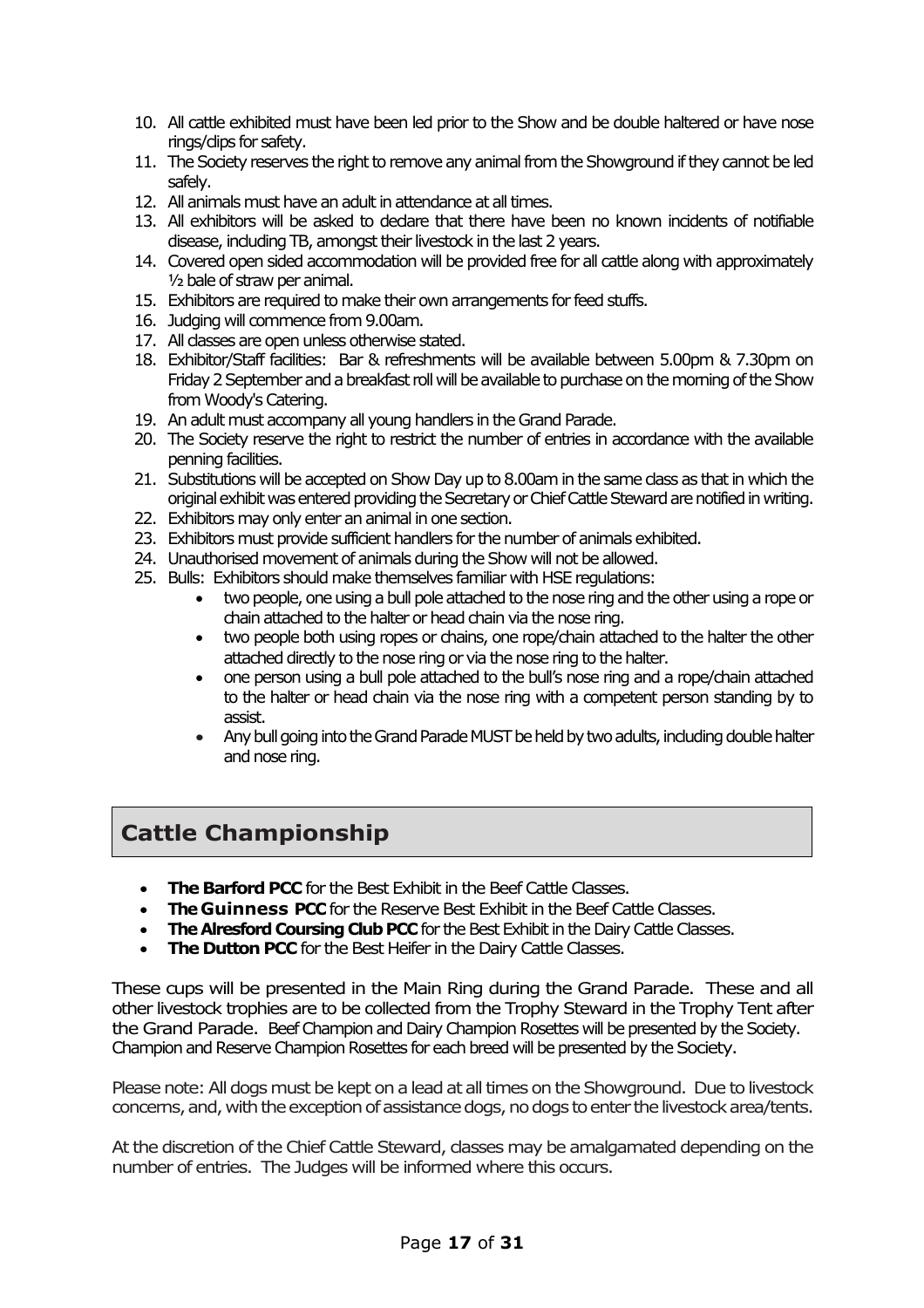10. All cattle exhibited must have been led prior to the Show and be double haltered or have nose rings/clips for safety.
11. The Society reserves the right to remove any animal from the Showground if they cannot be led safely.
12. All animals must have an adult in attendance at all times.
13. All exhibitors will be asked to declare that there have been no known incidents of notifiable disease, including TB, amongst their livestock in the last 2 years.
14. Covered open sided accommodation will be provided free for all cattle along with approximately ½ bale of straw per animal.
15. Exhibitors are required to make their own arrangements for feed stuffs.
16. Judging will commence from 9.00am.
17. All classes are open unless otherwise stated.
18. Exhibitor/Staff facilities: Bar & refreshments will be available between 5.00pm & 7.30pm on Friday 2 September and a breakfast roll will be available to purchase on the morning of the Show from Woody's Catering.
19. An adult must accompany all young handlers in the Grand Parade.
20. The Society reserve the right to restrict the number of entries in accordance with the available penning facilities.
21. Substitutions will be accepted on Show Day up to 8.00am in the same class as that in which the original exhibit was entered providing the Secretary or Chief Cattle Steward are notified in writing.
22. Exhibitors may only enter an animal in one section.
23. Exhibitors must provide sufficient handlers for the number of animals exhibited.
24. Unauthorised movement of animals during the Show will not be allowed.
25. Bulls: Exhibitors should make themselves familiar with HSE regulations:
    - two people, one using a bull pole attached to the nose ring and the other using a rope or chain attached to the halter or head chain via the nose ring.
    - two people both using ropes or chains, one rope/chain attached to the halter the other attached directly to the nose ring or via the nose ring to the halter.
    - one person using a bull pole attached to the bull's nose ring and a rope/chain attached to the halter or head chain via the nose ring with a competent person standing by to assist.
    - Any bull going into the Grand Parade MUST be held by two adults, including double halter and nose ring.

## Cattle Championship

- **The Barford PCC** for the Best Exhibit in the Beef Cattle Classes.
- **The Guinness PCC** for the Reserve Best Exhibit in the Beef Cattle Classes.
- **The Alresford Coursing Club PCC** for the Best Exhibit in the Dairy Cattle Classes.
- **The Dutton PCC** for the Best Heifer in the Dairy Cattle Classes.

These cups will be presented in the Main Ring during the Grand Parade. These and all other livestock trophies are to be collected from the Trophy Steward in the Trophy Tent after the Grand Parade. Beef Champion and Dairy Champion Rosettes will be presented by the Society. Champion and Reserve Champion Rosettes for each breed will be presented by the Society.

Please note: All dogs must be kept on a lead at all times on the Showground. Due to livestock concerns, and, with the exception of assistance dogs, no dogs to enter the livestock area/tents.

At the discretion of the Chief Cattle Steward, classes may be amalgamated depending on the number of entries. The Judges will be informed where this occurs.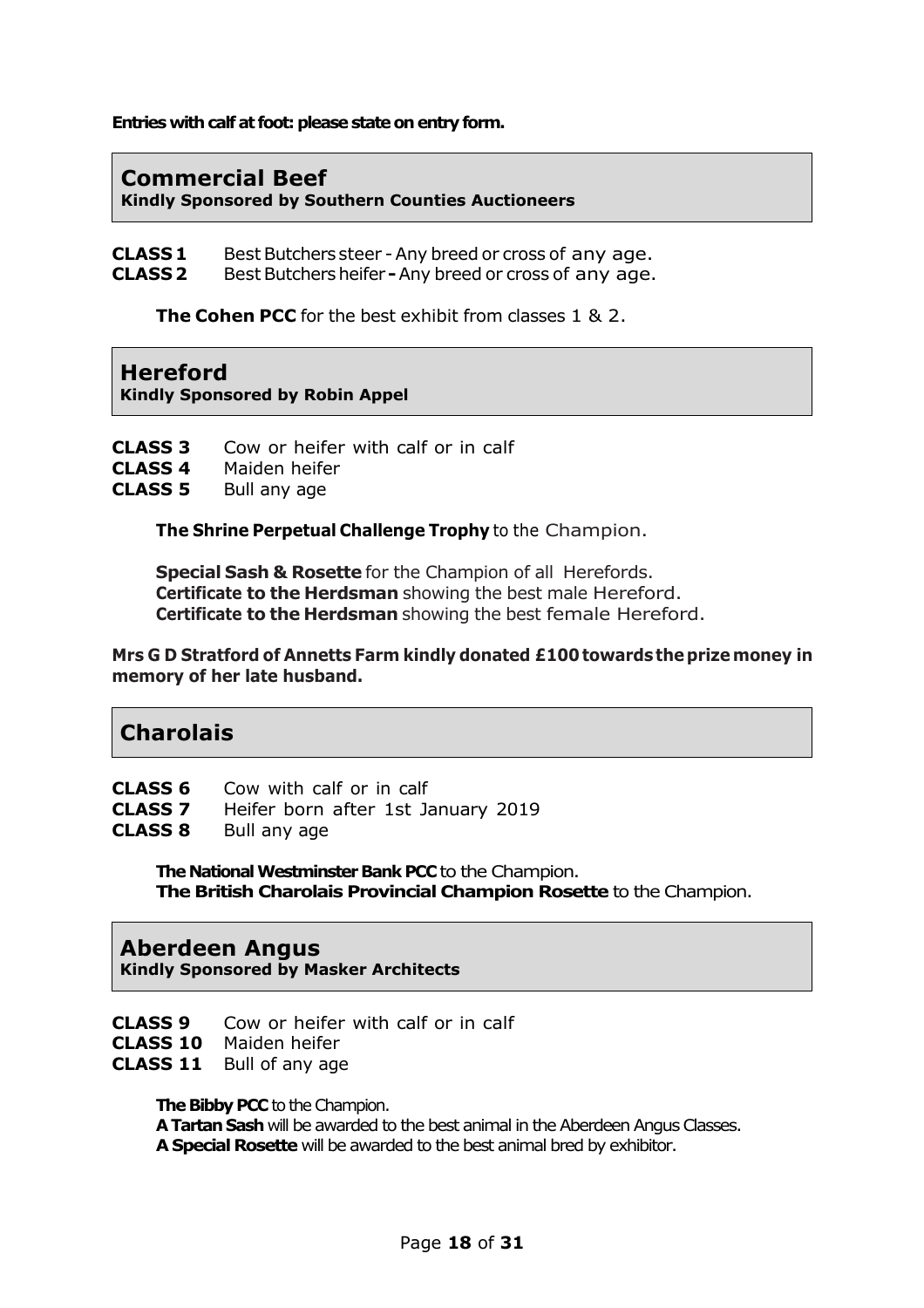**Entries with calf at foot: please state on entry form.**

## Commercial Beef
**Kindly Sponsored by Southern Counties Auctioneers**

**CLASS 1** Best Butchers steer - Any breed or cross of any age.
**CLASS 2** Best Butchers heifer **-** Any breed or cross of any age.

**The Cohen PCC** for the best exhibit from classes 1 & 2.

## Hereford
**Kindly Sponsored by Robin Appel**

**CLASS 3** Cow or heifer with calf or in calf
**CLASS 4** Maiden heifer
**CLASS 5** Bull any age

**The Shrine Perpetual Challenge Trophy** to the Champion.

**Special Sash & Rosette** for the Champion of all Herefords.
**Certificate to the Herdsman** showing the best male Hereford.
**Certificate to the Herdsman** showing the best female Hereford.

**Mrs G D Stratford of Annetts Farm kindly donated £100 towards the prize money in memory of her late husband.**

## Charolais

**CLASS 6** Cow with calf or in calf
**CLASS 7** Heifer born after 1st January 2019
**CLASS 8** Bull any age

**The National Westminster Bank PCC** to the Champion.
**The British Charolais Provincial Champion Rosette** to the Champion.

## Aberdeen Angus
**Kindly Sponsored by Masker Architects**

**CLASS 9** Cow or heifer with calf or in calf
**CLASS 10** Maiden heifer
**CLASS 11** Bull of any age

**The Bibby PCC** to the Champion.
**A Tartan Sash** will be awarded to the best animal in the Aberdeen Angus Classes.
**A Special Rosette** will be awarded to the best animal bred by exhibitor.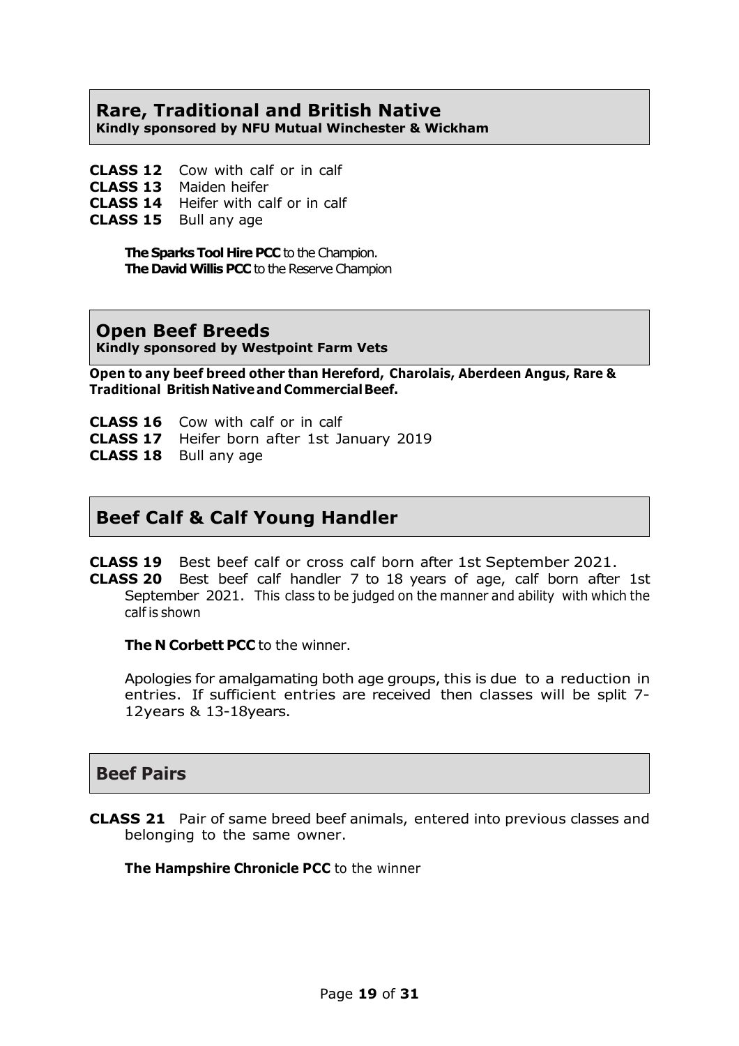## Rare, Traditional and British Native

**Kindly sponsored by NFU Mutual Winchester & Wickham**

**CLASS 12** Cow with calf or in calf
**CLASS 13** Maiden heifer
**CLASS 14** Heifer with calf or in calf
**CLASS 15** Bull any age

**The Sparks Tool Hire PCC** to the Champion.
**The David Willis PCC** to the Reserve Champion

## Open Beef Breeds

**Kindly sponsored by Westpoint Farm Vets**

**Open to any beef breed other than Hereford, Charolais, Aberdeen Angus, Rare & Traditional British Native and Commercial Beef.**

**CLASS 16** Cow with calf or in calf
**CLASS 17** Heifer born after 1st January 2019
**CLASS 18** Bull any age

## Beef Calf & Calf Young Handler

**CLASS 19** Best beef calf or cross calf born after 1st September 2021.
**CLASS 20** Best beef calf handler 7 to 18 years of age, calf born after 1st September 2021. This class to be judged on the manner and ability with which the calf is shown

**The N Corbett PCC** to the winner.

Apologies for amalgamating both age groups, this is due to a reduction in entries. If sufficient entries are received then classes will be split 7-12years & 13-18years.

## Beef Pairs

**CLASS 21** Pair of same breed beef animals, entered into previous classes and belonging to the same owner.

**The Hampshire Chronicle PCC** to the winner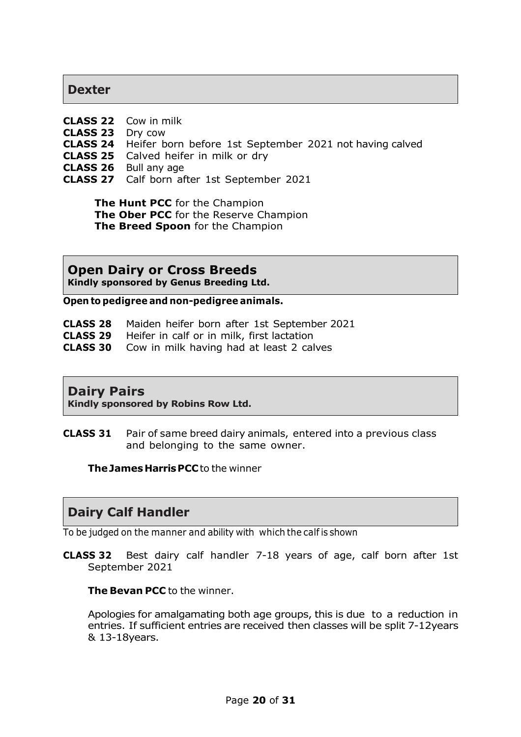## Dexter

**CLASS 22** Cow in milk
**CLASS 23** Dry cow
**CLASS 24** Heifer born before 1st September 2021 not having calved
**CLASS 25** Calved heifer in milk or dry
**CLASS 26** Bull any age
**CLASS 27** Calf born after 1st September 2021

**The Hunt PCC** for the Champion
**The Ober PCC** for the Reserve Champion
**The Breed Spoon** for the Champion

## Open Dairy or Cross Breeds

**Kindly sponsored by Genus Breeding Ltd.**

**Open to pedigree and non-pedigree animals.**

**CLASS 28** Maiden heifer born after 1st September 2021
**CLASS 29** Heifer in calf or in milk, first lactation
**CLASS 30** Cow in milk having had at least 2 calves

## Dairy Pairs

**Kindly sponsored by Robins Row Ltd.**

**CLASS 31** Pair of same breed dairy animals, entered into a previous class and belonging to the same owner.

**The James Harris PCC** to the winner

## Dairy Calf Handler

To be judged on the manner and ability with which the calf is shown

**CLASS 32** Best dairy calf handler 7-18 years of age, calf born after 1st September 2021

**The Bevan PCC** to the winner.

Apologies for amalgamating both age groups, this is due to a reduction in entries. If sufficient entries are received then classes will be split 7-12years & 13-18years.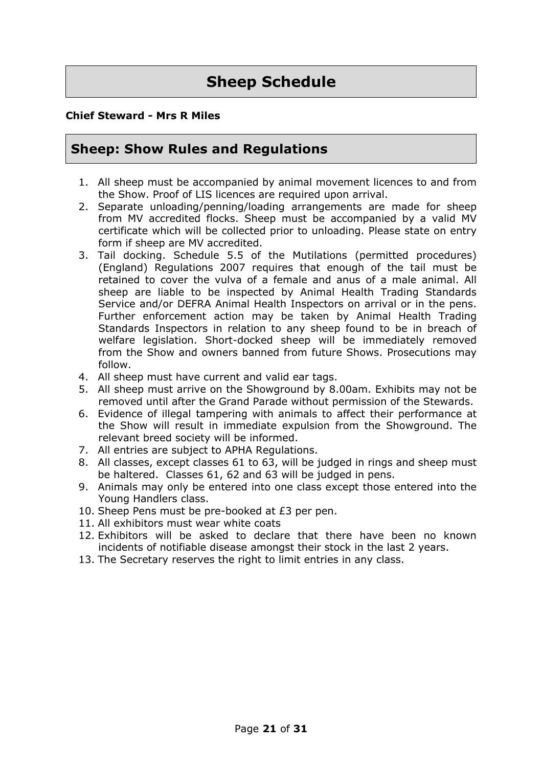# Sheep Schedule

**Chief Steward - Mrs R Miles**

## Sheep: Show Rules and Regulations

1. All sheep must be accompanied by animal movement licences to and from the Show. Proof of LIS licences are required upon arrival.
2. Separate unloading/penning/loading arrangements are made for sheep from MV accredited flocks. Sheep must be accompanied by a valid MV certificate which will be collected prior to unloading. Please state on entry form if sheep are MV accredited.
3. Tail docking. Schedule 5.5 of the Mutilations (permitted procedures) (England) Regulations 2007 requires that enough of the tail must be retained to cover the vulva of a female and anus of a male animal. All sheep are liable to be inspected by Animal Health Trading Standards Service and/or DEFRA Animal Health Inspectors on arrival or in the pens. Further enforcement action may be taken by Animal Health Trading Standards Inspectors in relation to any sheep found to be in breach of welfare legislation. Short-docked sheep will be immediately removed from the Show and owners banned from future Shows. Prosecutions may follow.
4. All sheep must have current and valid ear tags.
5. All sheep must arrive on the Showground by 8.00am. Exhibits may not be removed until after the Grand Parade without permission of the Stewards.
6. Evidence of illegal tampering with animals to affect their performance at the Show will result in immediate expulsion from the Showground. The relevant breed society will be informed.
7. All entries are subject to APHA Regulations.
8. All classes, except classes 61 to 63, will be judged in rings and sheep must be haltered. Classes 61, 62 and 63 will be judged in pens.
9. Animals may only be entered into one class except those entered into the Young Handlers class.
10. Sheep Pens must be pre-booked at £3 per pen.
11. All exhibitors must wear white coats
12. Exhibitors will be asked to declare that there have been no known incidents of notifiable disease amongst their stock in the last 2 years.
13. The Secretary reserves the right to limit entries in any class.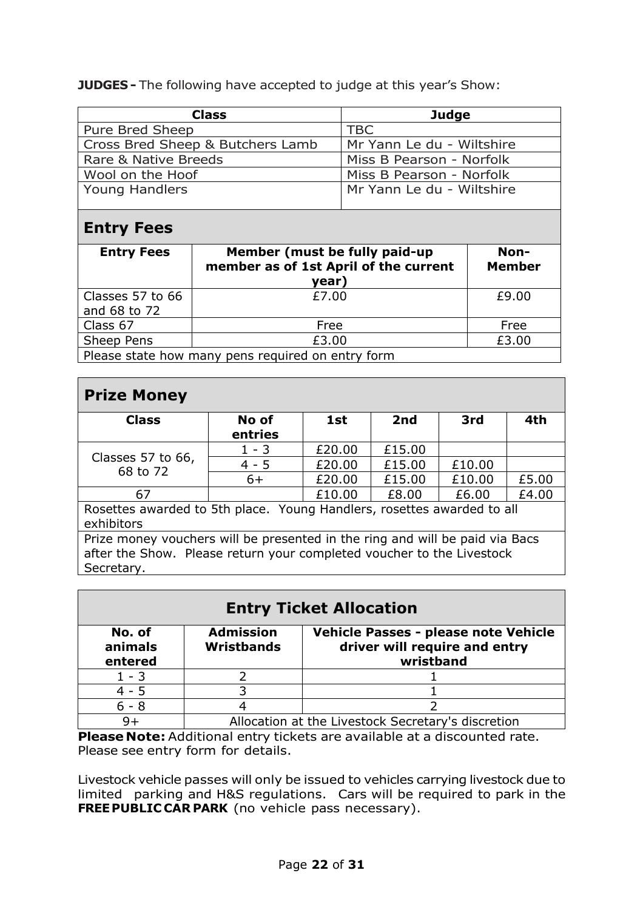**JUDGES -** The following have accepted to judge at this year's Show:

| Class | Judge |
|---|---|
| Pure Bred Sheep | TBC |
| Cross Bred Sheep & Butchers Lamb | Mr Yann Le du - Wiltshire |
| Rare & Native Breeds | Miss B Pearson - Norfolk |
| Wool on the Hoof | Miss B Pearson - Norfolk |
| Young Handlers | Mr Yann Le du - Wiltshire |

## Entry Fees

| Entry Fees | Member (must be fully paid-up member as of 1st April of the current year) | Non-Member |
|---|---|---|
| Classes 57 to 66 and 68 to 72 | £7.00 | £9.00 |
| Class 67 | Free | Free |
| Sheep Pens | £3.00 | £3.00 |
| Please state how many pens required on entry form | | |

## Prize Money

| Class | No of entries | 1st | 2nd | 3rd | 4th |
|---|---|---|---|---|---|
| Classes 57 to 66, 68 to 72 | 1 - 3 | £20.00 | £15.00 | | |
| | 4 - 5 | £20.00 | £15.00 | £10.00 | |
| | 6+ | £20.00 | £15.00 | £10.00 | £5.00 |
| 67 | | £10.00 | £8.00 | £6.00 | £4.00 |

Rosettes awarded to 5th place. Young Handlers, rosettes awarded to all exhibitors

Prize money vouchers will be presented in the ring and will be paid via Bacs after the Show. Please return your completed voucher to the Livestock Secretary.

## Entry Ticket Allocation

| No. of animals entered | Admission Wristbands | Vehicle Passes - please note Vehicle driver will require and entry wristband |
|---|---|---|
| 1 - 3 | 2 | 1 |
| 4 - 5 | 3 | 1 |
| 6 - 8 | 4 | 2 |
| 9+ | Allocation at the Livestock Secretary's discretion | |

**Please Note:** Additional entry tickets are available at a discounted rate. Please see entry form for details.

Livestock vehicle passes will only be issued to vehicles carrying livestock due to limited parking and H&S regulations. Cars will be required to park in the **FREE PUBLIC CAR PARK** (no vehicle pass necessary).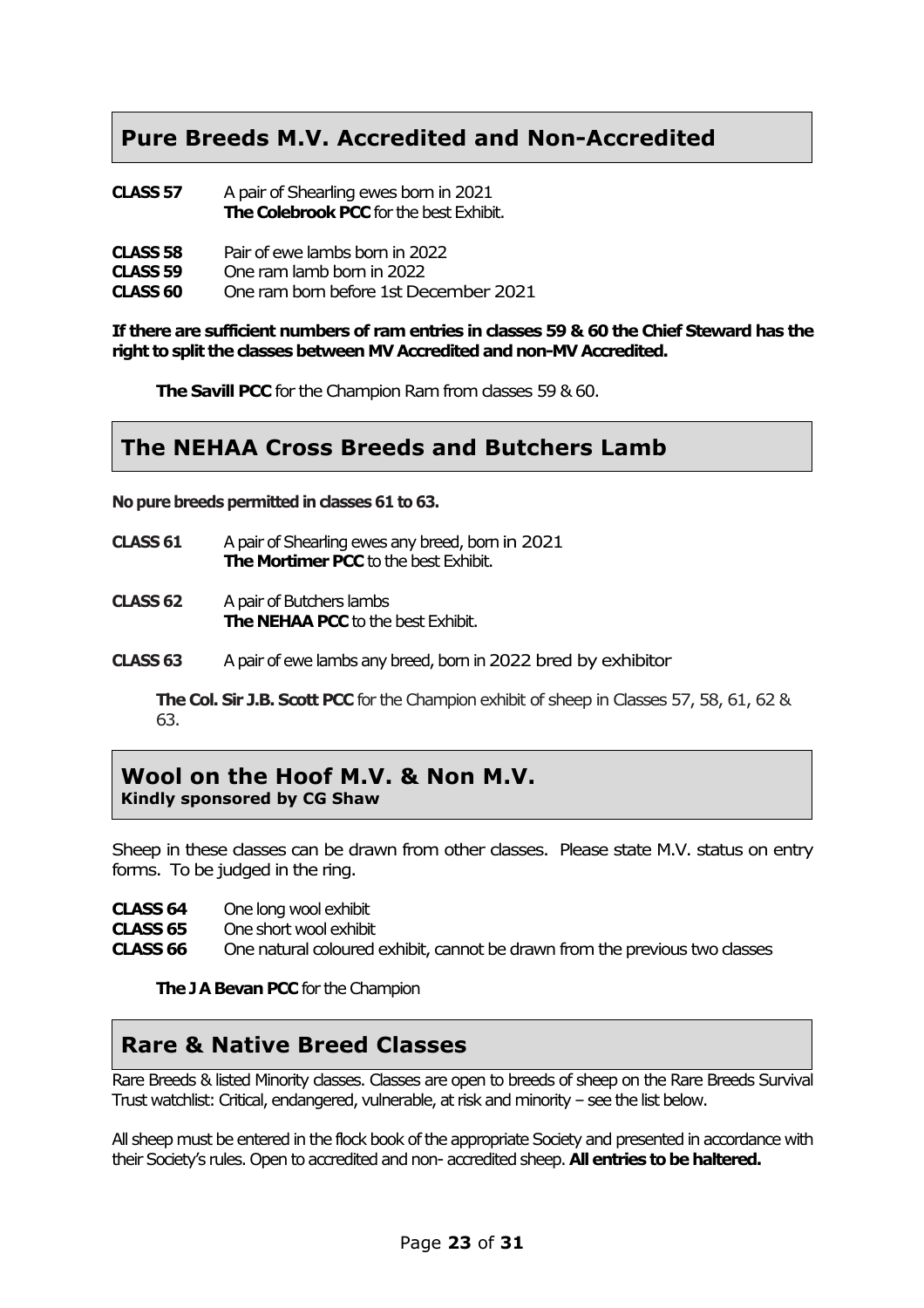## Pure Breeds M.V. Accredited and Non-Accredited

**CLASS 57** A pair of Shearling ewes born in 2021
**The Colebrook PCC** for the best Exhibit.

**CLASS 58** Pair of ewe lambs born in 2022
**CLASS 59** One ram lamb born in 2022
**CLASS 60** One ram born before 1st December 2021

**If there are sufficient numbers of ram entries in classes 59 & 60 the Chief Steward has the right to split the classes between MV Accredited and non-MV Accredited.**

**The Savill PCC** for the Champion Ram from classes 59 & 60.

## The NEHAA Cross Breeds and Butchers Lamb

**No pure breeds permitted in classes 61 to 63.**

**CLASS 61** A pair of Shearling ewes any breed, born in 2021
**The Mortimer PCC** to the best Exhibit.

**CLASS 62** A pair of Butchers lambs
**The NEHAA PCC** to the best Exhibit.

**CLASS 63** A pair of ewe lambs any breed, born in 2022 bred by exhibitor

**The Col. Sir J.B. Scott PCC** for the Champion exhibit of sheep in Classes 57, 58, 61, 62 & 63.

## Wool on the Hoof M.V. & Non M.V.
**Kindly sponsored by CG Shaw**

Sheep in these classes can be drawn from other classes. Please state M.V. status on entry forms. To be judged in the ring.

**CLASS 64** One long wool exhibit
**CLASS 65** One short wool exhibit
**CLASS 66** One natural coloured exhibit, cannot be drawn from the previous two classes

**The J A Bevan PCC** for the Champion

## Rare & Native Breed Classes

Rare Breeds & listed Minority classes. Classes are open to breeds of sheep on the Rare Breeds Survival Trust watchlist: Critical, endangered, vulnerable, at risk and minority – see the list below.

All sheep must be entered in the flock book of the appropriate Society and presented in accordance with their Society's rules. Open to accredited and non- accredited sheep. **All entries to be haltered.**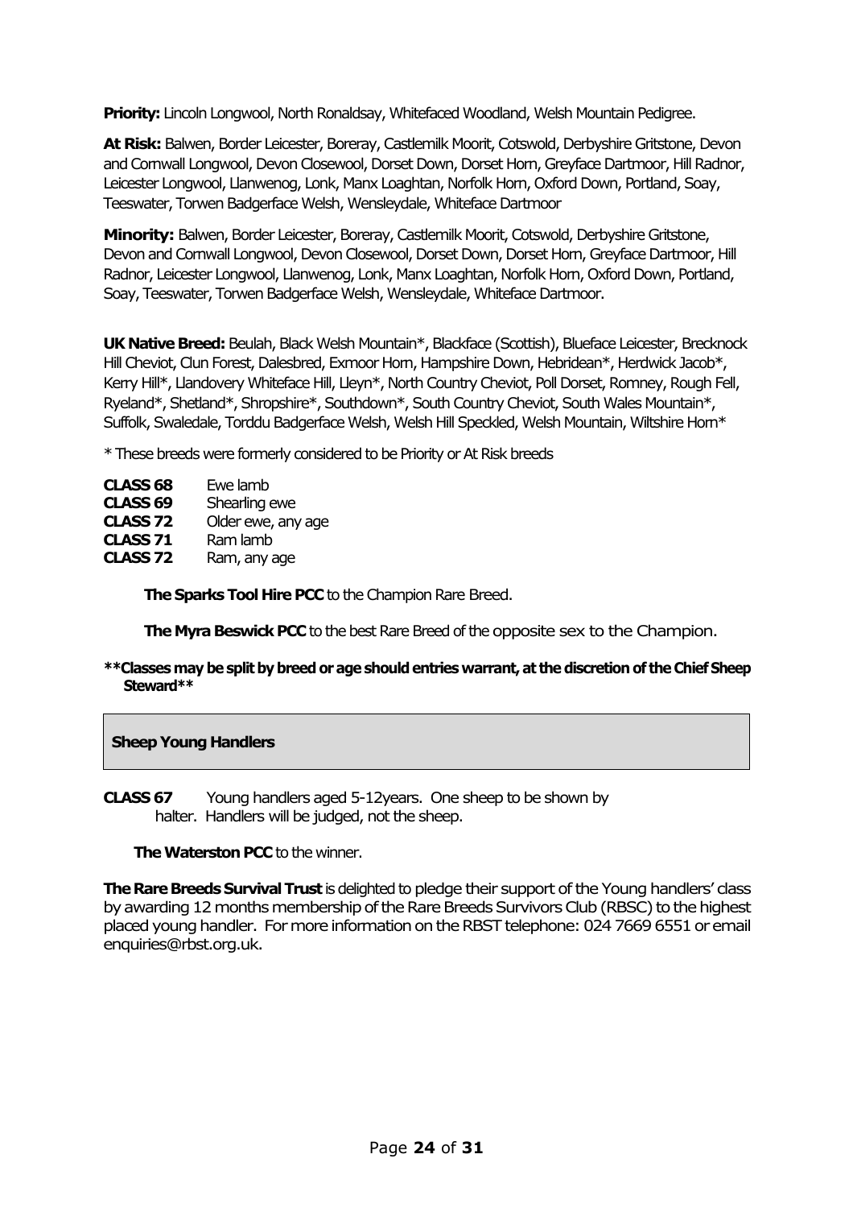**Priority:** Lincoln Longwool, North Ronaldsay, Whitefaced Woodland, Welsh Mountain Pedigree.

**At Risk:** Balwen, Border Leicester, Boreray, Castlemilk Moorit, Cotswold, Derbyshire Gritstone, Devon and Cornwall Longwool, Devon Closewool, Dorset Down, Dorset Horn, Greyface Dartmoor, Hill Radnor, Leicester Longwool, Llanwenog, Lonk, Manx Loaghtan, Norfolk Horn, Oxford Down, Portland, Soay, Teeswater, Torwen Badgerface Welsh, Wensleydale, Whiteface Dartmoor

**Minority:** Balwen, Border Leicester, Boreray, Castlemilk Moorit, Cotswold, Derbyshire Gritstone, Devon and Cornwall Longwool, Devon Closewool, Dorset Down, Dorset Horn, Greyface Dartmoor, Hill Radnor, Leicester Longwool, Llanwenog, Lonk, Manx Loaghtan, Norfolk Horn, Oxford Down, Portland, Soay, Teeswater, Torwen Badgerface Welsh, Wensleydale, Whiteface Dartmoor.

**UK Native Breed:** Beulah, Black Welsh Mountain*, Blackface (Scottish), Blueface Leicester, Brecknock Hill Cheviot, Clun Forest, Dalesbred, Exmoor Horn, Hampshire Down, Hebridean*, Herdwick Jacob*, Kerry Hill*, Llandovery Whiteface Hill, Lleyn*, North Country Cheviot, Poll Dorset, Romney, Rough Fell, Ryeland*, Shetland*, Shropshire*, Southdown*, South Country Cheviot, South Wales Mountain*, Suffolk, Swaledale, Torddu Badgerface Welsh, Welsh Hill Speckled, Welsh Mountain, Wiltshire Horn*

* These breeds were formerly considered to be Priority or At Risk breeds

**CLASS 68** Ewe lamb
**CLASS 69** Shearling ewe
**CLASS 72** Older ewe, any age
**CLASS 71** Ram lamb
**CLASS 72** Ram, any age

**The Sparks Tool Hire PCC** to the Champion Rare Breed.

**The Myra Beswick PCC** to the best Rare Breed of the opposite sex to the Champion.

**\*\*Classes may be split by breed or age should entries warrant, at the discretion of the Chief Sheep Steward\*\***

## Sheep Young Handlers

**CLASS 67** Young handlers aged 5-12years. One sheep to be shown by halter. Handlers will be judged, not the sheep.

**The Waterston PCC** to the winner.

**The Rare Breeds Survival Trust** is delighted to pledge their support of the Young handlers' class by awarding 12 months membership of the Rare Breeds Survivors Club (RBSC) to the highest placed young handler. For more information on the RBST telephone: 024 7669 6551 or email enquiries@rbst.org.uk.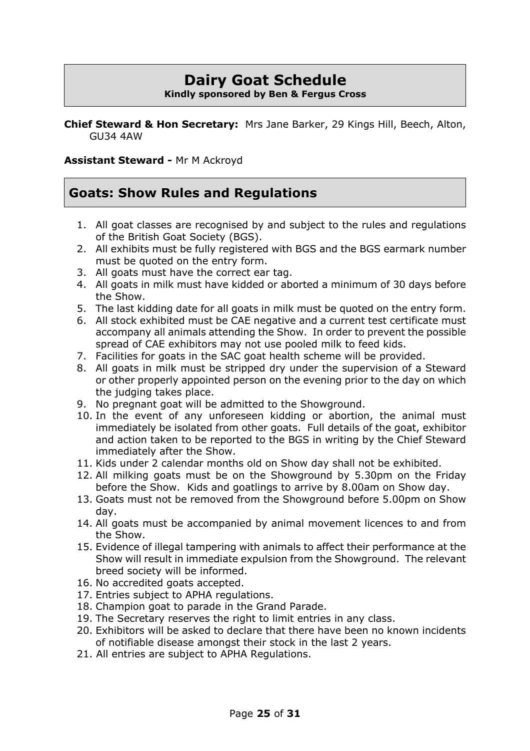# Dairy Goat Schedule

**Kindly sponsored by Ben & Fergus Cross**

**Chief Steward & Hon Secretary:** Mrs Jane Barker, 29 Kings Hill, Beech, Alton, GU34 4AW

**Assistant Steward -** Mr M Ackroyd

## Goats: Show Rules and Regulations

1. All goat classes are recognised by and subject to the rules and regulations of the British Goat Society (BGS).
2. All exhibits must be fully registered with BGS and the BGS earmark number must be quoted on the entry form.
3. All goats must have the correct ear tag.
4. All goats in milk must have kidded or aborted a minimum of 30 days before the Show.
5. The last kidding date for all goats in milk must be quoted on the entry form.
6. All stock exhibited must be CAE negative and a current test certificate must accompany all animals attending the Show. In order to prevent the possible spread of CAE exhibitors may not use pooled milk to feed kids.
7. Facilities for goats in the SAC goat health scheme will be provided.
8. All goats in milk must be stripped dry under the supervision of a Steward or other properly appointed person on the evening prior to the day on which the judging takes place.
9. No pregnant goat will be admitted to the Showground.
10. In the event of any unforeseen kidding or abortion, the animal must immediately be isolated from other goats. Full details of the goat, exhibitor and action taken to be reported to the BGS in writing by the Chief Steward immediately after the Show.
11. Kids under 2 calendar months old on Show day shall not be exhibited.
12. All milking goats must be on the Showground by 5.30pm on the Friday before the Show. Kids and goatlings to arrive by 8.00am on Show day.
13. Goats must not be removed from the Showground before 5.00pm on Show day.
14. All goats must be accompanied by animal movement licences to and from the Show.
15. Evidence of illegal tampering with animals to affect their performance at the Show will result in immediate expulsion from the Showground. The relevant breed society will be informed.
16. No accredited goats accepted.
17. Entries subject to APHA regulations.
18. Champion goat to parade in the Grand Parade.
19. The Secretary reserves the right to limit entries in any class.
20. Exhibitors will be asked to declare that there have been no known incidents of notifiable disease amongst their stock in the last 2 years.
21. All entries are subject to APHA Regulations.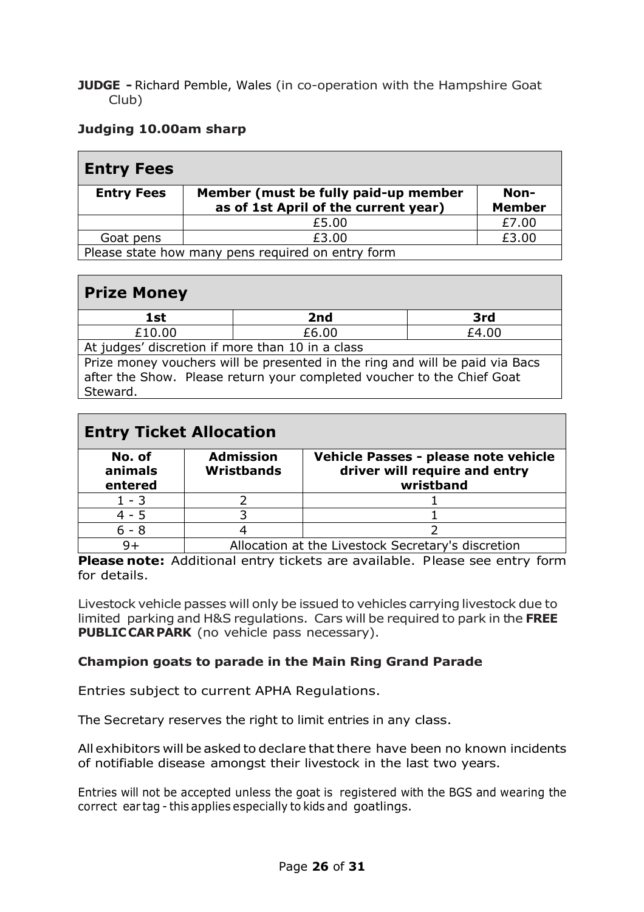**JUDGE -** Richard Pemble, Wales (in co-operation with the Hampshire Goat Club)

**Judging 10.00am sharp**

| **Entry Fees** | | |
|---|---|---|
| **Entry Fees** | **Member (must be fully paid-up member as of 1st April of the current year)** | **Non-Member** |
| | £5.00 | £7.00 |
| Goat pens | £3.00 | £3.00 |
| Please state how many pens required on entry form | | |

| **Prize Money** | | |
|---|---|---|
| **1st** | **2nd** | **3rd** |
| £10.00 | £6.00 | £4.00 |
| At judges' discretion if more than 10 in a class | | |
| Prize money vouchers will be presented in the ring and will be paid via Bacs after the Show. Please return your completed voucher to the Chief Goat Steward. | | |

| **Entry Ticket Allocation** | | |
|---|---|---|
| **No. of animals entered** | **Admission Wristbands** | **Vehicle Passes - please note vehicle driver will require and entry wristband** |
| 1 - 3 | 2 | 1 |
| 4 - 5 | 3 | 1 |
| 6 - 8 | 4 | 2 |
| 9+ | Allocation at the Livestock Secretary's discretion | |

**Please note:** Additional entry tickets are available. Please see entry form for details.

Livestock vehicle passes will only be issued to vehicles carrying livestock due to limited parking and H&S regulations. Cars will be required to park in the **FREE PUBLIC CAR PARK** (no vehicle pass necessary).

**Champion goats to parade in the Main Ring Grand Parade**

Entries subject to current APHA Regulations.

The Secretary reserves the right to limit entries in any class.

All exhibitors will be asked to declare that there have been no known incidents of notifiable disease amongst their livestock in the last two years.

Entries will not be accepted unless the goat is registered with the BGS and wearing the correct ear tag - this applies especially to kids and goatlings.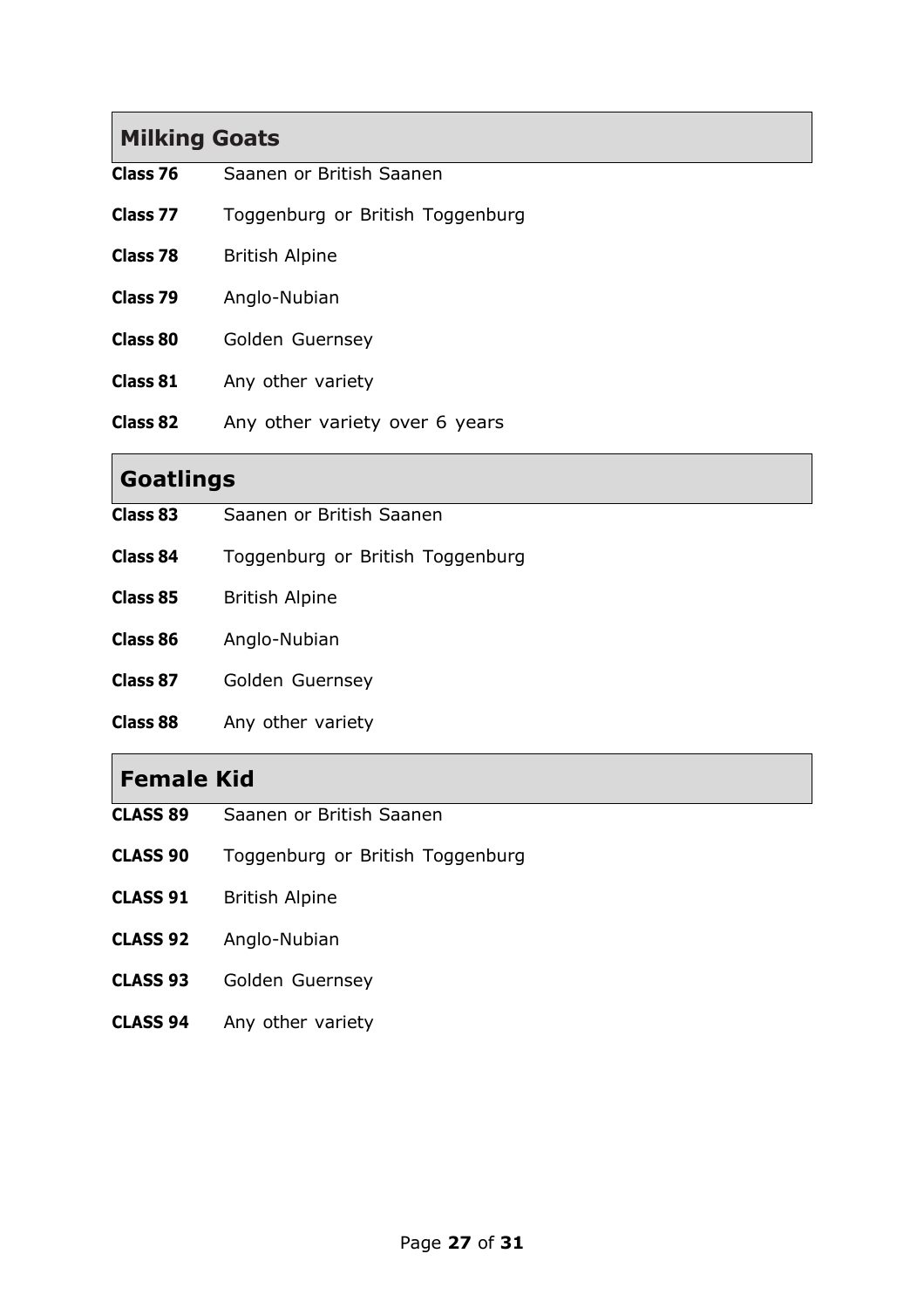## Milking Goats

**Class 76** Saanen or British Saanen

**Class 77** Toggenburg or British Toggenburg

**Class 78** British Alpine

**Class 79** Anglo-Nubian

**Class 80** Golden Guernsey

**Class 81** Any other variety

**Class 82** Any other variety over 6 years

## Goatlings

**Class 83** Saanen or British Saanen

**Class 84** Toggenburg or British Toggenburg

**Class 85** British Alpine

**Class 86** Anglo-Nubian

**Class 87** Golden Guernsey

**Class 88** Any other variety

## Female Kid

**CLASS 89** Saanen or British Saanen

**CLASS 90** Toggenburg or British Toggenburg

**CLASS 91** British Alpine

**CLASS 92** Anglo-Nubian

**CLASS 93** Golden Guernsey

**CLASS 94** Any other variety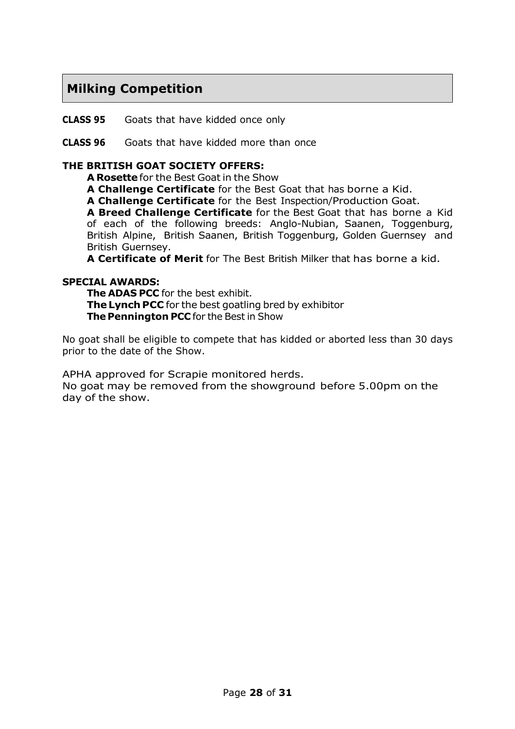## Milking Competition

**CLASS 95** Goats that have kidded once only

**CLASS 96** Goats that have kidded more than once

**THE BRITISH GOAT SOCIETY OFFERS:**

**A Rosette** for the Best Goat in the Show
**A Challenge Certificate** for the Best Goat that has borne a Kid.
**A Challenge Certificate** for the Best Inspection/Production Goat.
**A Breed Challenge Certificate** for the Best Goat that has borne a Kid of each of the following breeds: Anglo-Nubian, Saanen, Toggenburg, British Alpine, British Saanen, British Toggenburg, Golden Guernsey and British Guernsey.
**A Certificate of Merit** for The Best British Milker that has borne a kid.

**SPECIAL AWARDS:**

**The ADAS PCC** for the best exhibit.
**The Lynch PCC** for the best goatling bred by exhibitor
**The Pennington PCC** for the Best in Show

No goat shall be eligible to compete that has kidded or aborted less than 30 days prior to the date of the Show.

APHA approved for Scrapie monitored herds.
No goat may be removed from the showground before 5.00pm on the day of the show.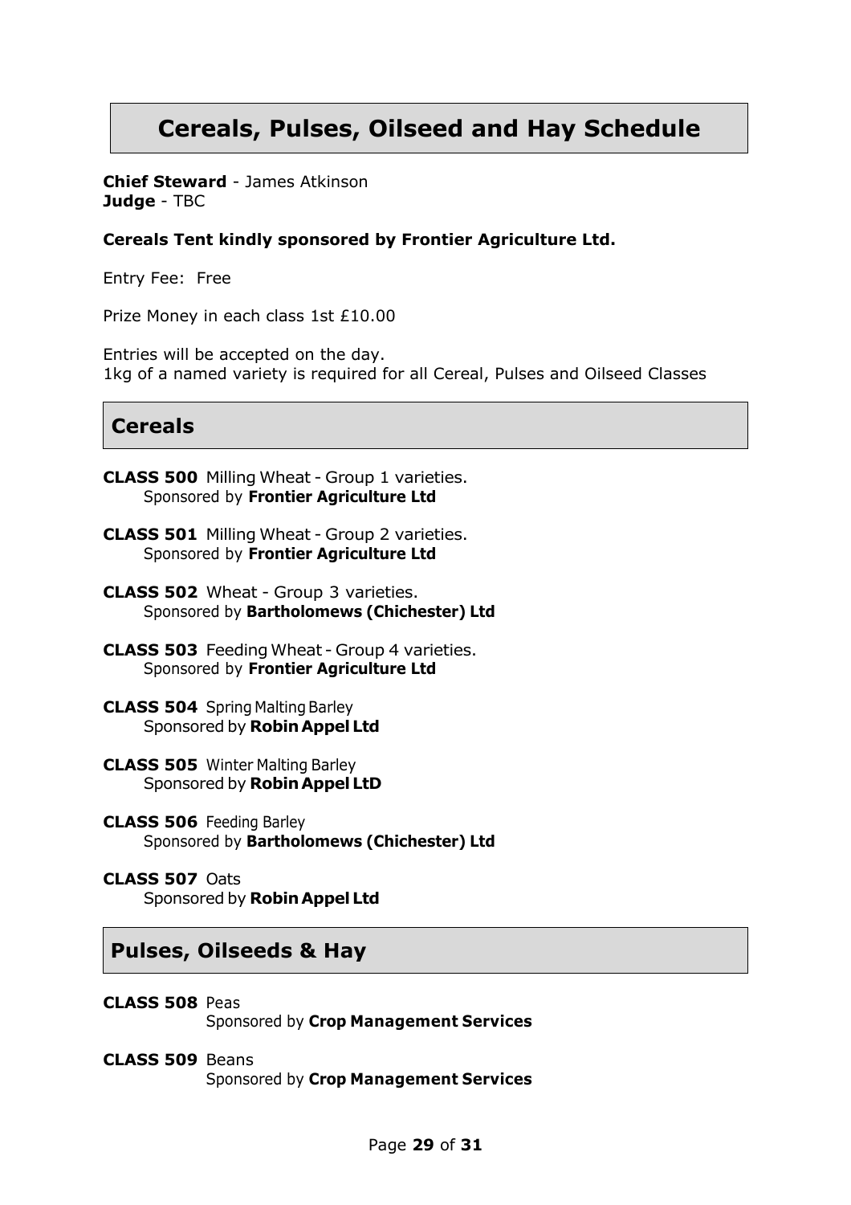# Cereals, Pulses, Oilseed and Hay Schedule

**Chief Steward** - James Atkinson
**Judge** - TBC

**Cereals Tent kindly sponsored by Frontier Agriculture Ltd.**

Entry Fee: Free

Prize Money in each class 1st £10.00

Entries will be accepted on the day.
1kg of a named variety is required for all Cereal, Pulses and Oilseed Classes

## Cereals

**CLASS 500** Milling Wheat - Group 1 varieties.
Sponsored by **Frontier Agriculture Ltd**

**CLASS 501** Milling Wheat - Group 2 varieties.
Sponsored by **Frontier Agriculture Ltd**

**CLASS 502** Wheat - Group 3 varieties.
Sponsored by **Bartholomews (Chichester) Ltd**

**CLASS 503** Feeding Wheat - Group 4 varieties.
Sponsored by **Frontier Agriculture Ltd**

**CLASS 504** Spring Malting Barley
Sponsored by **Robin Appel Ltd**

**CLASS 505** Winter Malting Barley
Sponsored by **Robin Appel LtD**

**CLASS 506** Feeding Barley
Sponsored by **Bartholomews (Chichester) Ltd**

**CLASS 507** Oats
Sponsored by **Robin Appel Ltd**

## Pulses, Oilseeds & Hay

**CLASS 508** Peas
Sponsored by **Crop Management Services**

**CLASS 509** Beans
Sponsored by **Crop Management Services**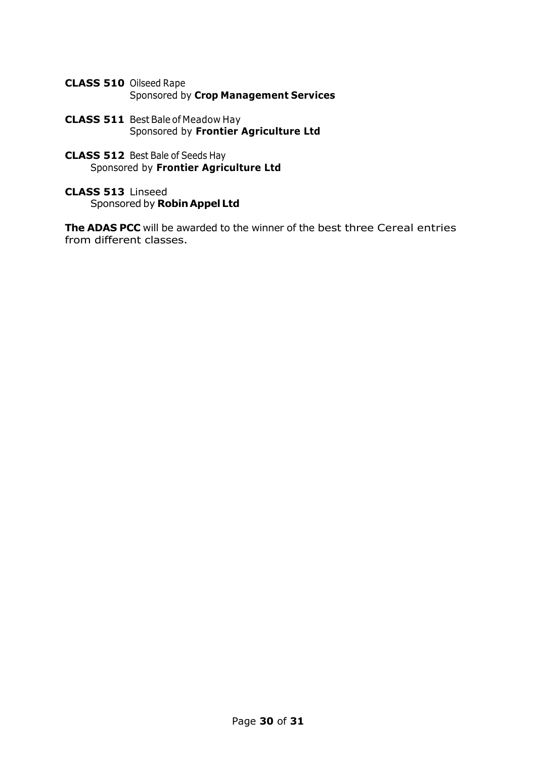**CLASS 510** Oilseed Rape
Sponsored by **Crop Management Services**

**CLASS 511** Best Bale of Meadow Hay
Sponsored by **Frontier Agriculture Ltd**

**CLASS 512** Best Bale of Seeds Hay
Sponsored by **Frontier Agriculture Ltd**

**CLASS 513** Linseed
Sponsored by **Robin Appel Ltd**

**The ADAS PCC** will be awarded to the winner of the best three Cereal entries from different classes.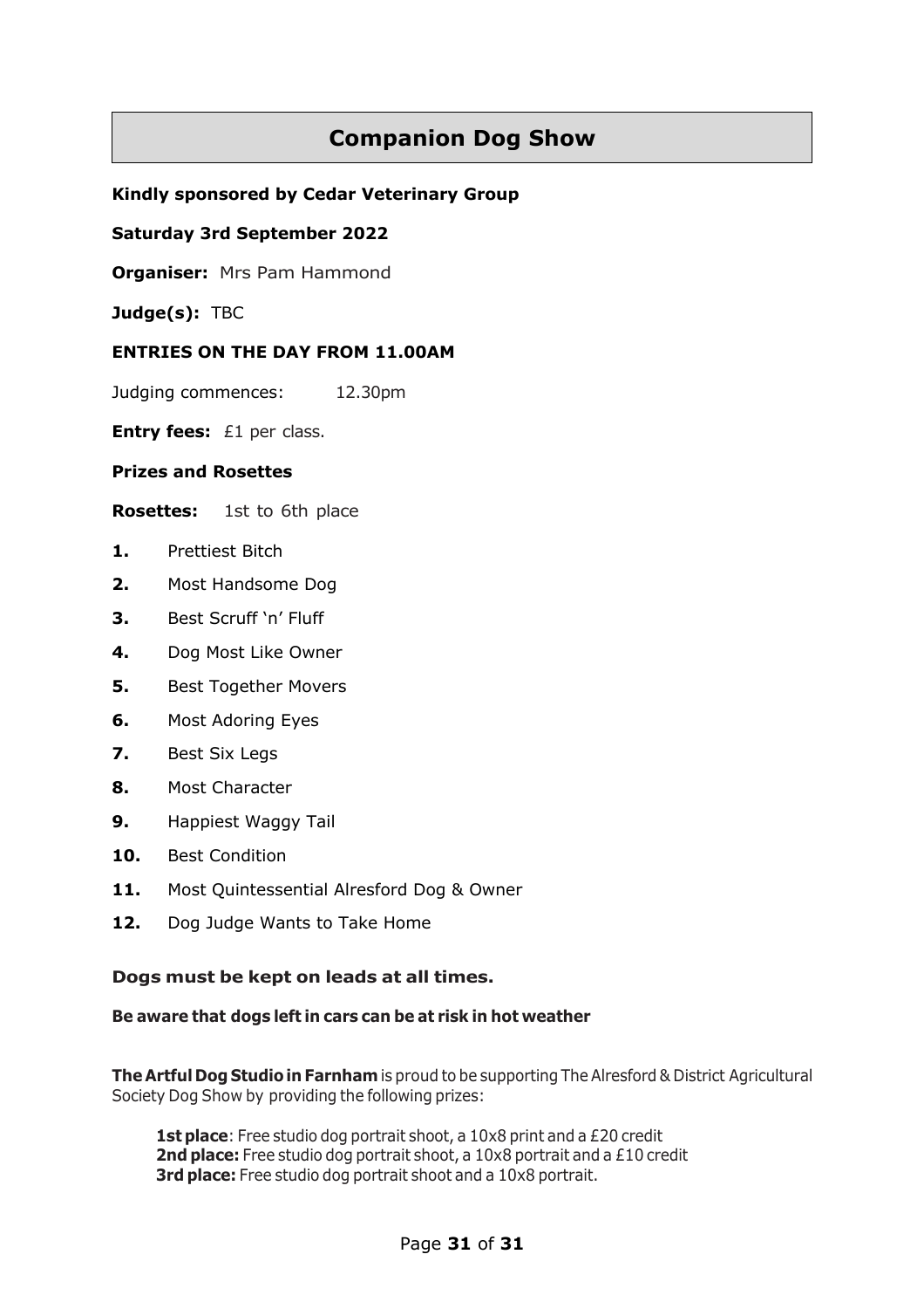# Companion Dog Show

**Kindly sponsored by Cedar Veterinary Group**

**Saturday 3rd September 2022**

**Organiser:** Mrs Pam Hammond

**Judge(s):** TBC

**ENTRIES ON THE DAY FROM 11.00AM**

Judging commences: 12.30pm

**Entry fees:** £1 per class.

**Prizes and Rosettes**

**Rosettes:** 1st to 6th place

1. Prettiest Bitch
2. Most Handsome Dog
3. Best Scruff 'n' Fluff
4. Dog Most Like Owner
5. Best Together Movers
6. Most Adoring Eyes
7. Best Six Legs
8. Most Character
9. Happiest Waggy Tail
10. Best Condition
11. Most Quintessential Alresford Dog & Owner
12. Dog Judge Wants to Take Home

**Dogs must be kept on leads at all times.**

**Be aware that dogs left in cars can be at risk in hot weather**

**The Artful Dog Studio in Farnham** is proud to be supporting The Alresford & District Agricultural Society Dog Show by providing the following prizes:

**1st place**: Free studio dog portrait shoot, a 10x8 print and a £20 credit
**2nd place:** Free studio dog portrait shoot, a 10x8 portrait and a £10 credit
**3rd place:** Free studio dog portrait shoot and a 10x8 portrait.